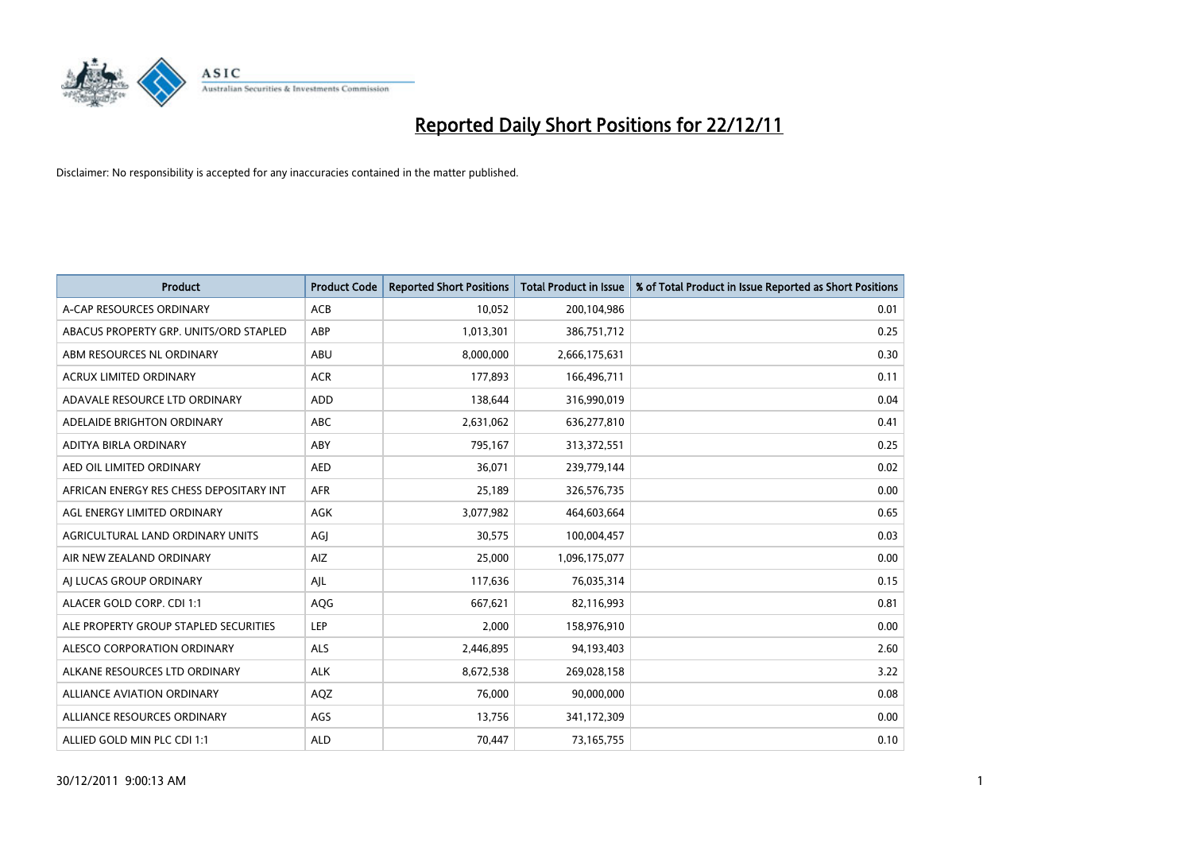# Reported Daily Short Positions for 22/12/11

Disclaimer: No responsibility is accepted for any inaccuracies contained in the matter published.

| Product | Product Code | Reported Short Positions | Total Product in Issue | % of Total Product in Issue Reported as Short Positions |
|---|---|---|---|---|
| A-CAP RESOURCES ORDINARY | ACB | 10,052 | 200,104,986 | 0.01 |
| ABACUS PROPERTY GRP. UNITS/ORD STAPLED | ABP | 1,013,301 | 386,751,712 | 0.25 |
| ABM RESOURCES NL ORDINARY | ABU | 8,000,000 | 2,666,175,631 | 0.30 |
| ACRUX LIMITED ORDINARY | ACR | 177,893 | 166,496,711 | 0.11 |
| ADAVALE RESOURCE LTD ORDINARY | ADD | 138,644 | 316,990,019 | 0.04 |
| ADELAIDE BRIGHTON ORDINARY | ABC | 2,631,062 | 636,277,810 | 0.41 |
| ADITYA BIRLA ORDINARY | ABY | 795,167 | 313,372,551 | 0.25 |
| AED OIL LIMITED ORDINARY | AED | 36,071 | 239,779,144 | 0.02 |
| AFRICAN ENERGY RES CHESS DEPOSITARY INT | AFR | 25,189 | 326,576,735 | 0.00 |
| AGL ENERGY LIMITED ORDINARY | AGK | 3,077,982 | 464,603,664 | 0.65 |
| AGRICULTURAL LAND ORDINARY UNITS | AGJ | 30,575 | 100,004,457 | 0.03 |
| AIR NEW ZEALAND ORDINARY | AIZ | 25,000 | 1,096,175,077 | 0.00 |
| AJ LUCAS GROUP ORDINARY | AJL | 117,636 | 76,035,314 | 0.15 |
| ALACER GOLD CORP. CDI 1:1 | AQG | 667,621 | 82,116,993 | 0.81 |
| ALE PROPERTY GROUP STAPLED SECURITIES | LEP | 2,000 | 158,976,910 | 0.00 |
| ALESCO CORPORATION ORDINARY | ALS | 2,446,895 | 94,193,403 | 2.60 |
| ALKANE RESOURCES LTD ORDINARY | ALK | 8,672,538 | 269,028,158 | 3.22 |
| ALLIANCE AVIATION ORDINARY | AQZ | 76,000 | 90,000,000 | 0.08 |
| ALLIANCE RESOURCES ORDINARY | AGS | 13,756 | 341,172,309 | 0.00 |
| ALLIED GOLD MIN PLC CDI 1:1 | ALD | 70,447 | 73,165,755 | 0.10 |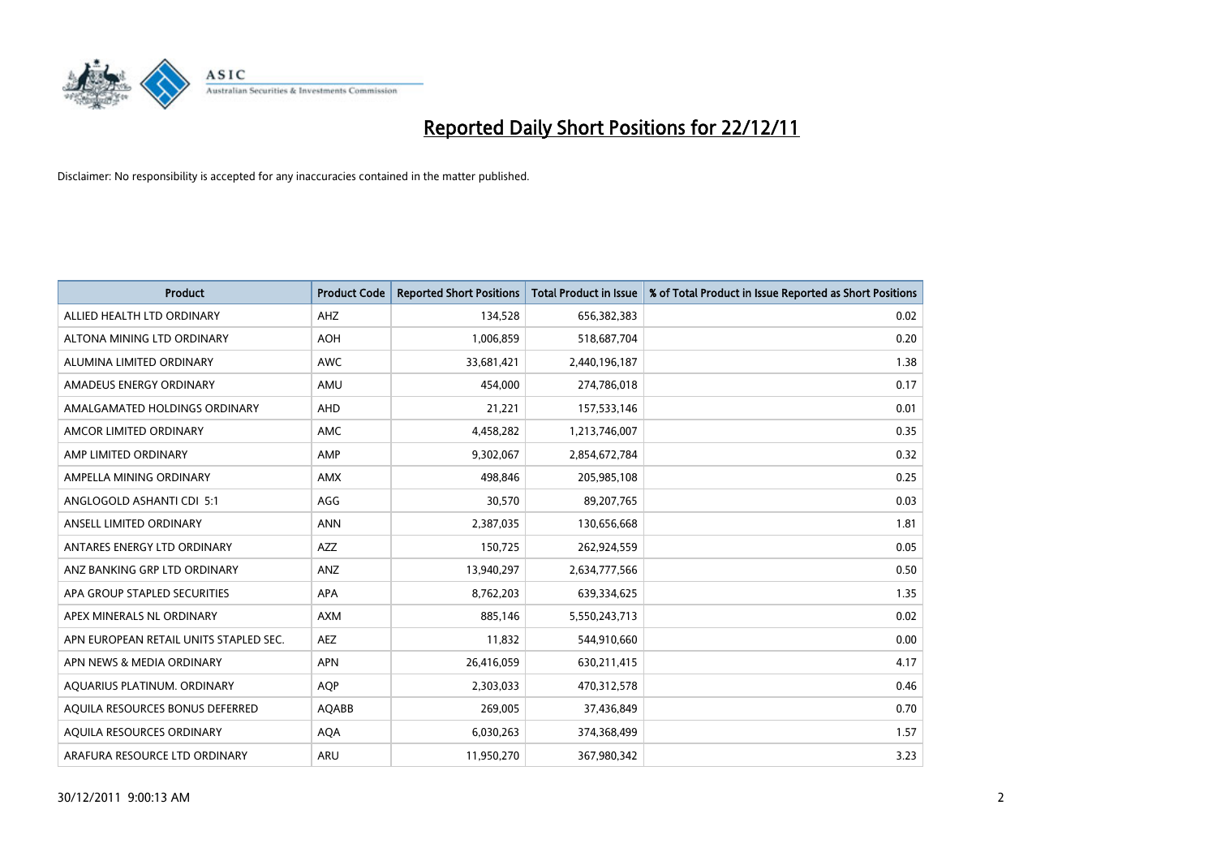# Reported Daily Short Positions for 22/12/11

Disclaimer: No responsibility is accepted for any inaccuracies contained in the matter published.

| Product | Product Code | Reported Short Positions | Total Product in Issue | % of Total Product in Issue Reported as Short Positions |
|---|---|---|---|---|
| ALLIED HEALTH LTD ORDINARY | AHZ | 134,528 | 656,382,383 | 0.02 |
| ALTONA MINING LTD ORDINARY | AOH | 1,006,859 | 518,687,704 | 0.20 |
| ALUMINA LIMITED ORDINARY | AWC | 33,681,421 | 2,440,196,187 | 1.38 |
| AMADEUS ENERGY ORDINARY | AMU | 454,000 | 274,786,018 | 0.17 |
| AMALGAMATED HOLDINGS ORDINARY | AHD | 21,221 | 157,533,146 | 0.01 |
| AMCOR LIMITED ORDINARY | AMC | 4,458,282 | 1,213,746,007 | 0.35 |
| AMP LIMITED ORDINARY | AMP | 9,302,067 | 2,854,672,784 | 0.32 |
| AMPELLA MINING ORDINARY | AMX | 498,846 | 205,985,108 | 0.25 |
| ANGLOGOLD ASHANTI CDI 5:1 | AGG | 30,570 | 89,207,765 | 0.03 |
| ANSELL LIMITED ORDINARY | ANN | 2,387,035 | 130,656,668 | 1.81 |
| ANTARES ENERGY LTD ORDINARY | AZZ | 150,725 | 262,924,559 | 0.05 |
| ANZ BANKING GRP LTD ORDINARY | ANZ | 13,940,297 | 2,634,777,566 | 0.50 |
| APA GROUP STAPLED SECURITIES | APA | 8,762,203 | 639,334,625 | 1.35 |
| APEX MINERALS NL ORDINARY | AXM | 885,146 | 5,550,243,713 | 0.02 |
| APN EUROPEAN RETAIL UNITS STAPLED SEC. | AEZ | 11,832 | 544,910,660 | 0.00 |
| APN NEWS & MEDIA ORDINARY | APN | 26,416,059 | 630,211,415 | 4.17 |
| AQUARIUS PLATINUM. ORDINARY | AQP | 2,303,033 | 470,312,578 | 0.46 |
| AQUILA RESOURCES BONUS DEFERRED | AQABB | 269,005 | 37,436,849 | 0.70 |
| AQUILA RESOURCES ORDINARY | AQA | 6,030,263 | 374,368,499 | 1.57 |
| ARAFURA RESOURCE LTD ORDINARY | ARU | 11,950,270 | 367,980,342 | 3.23 |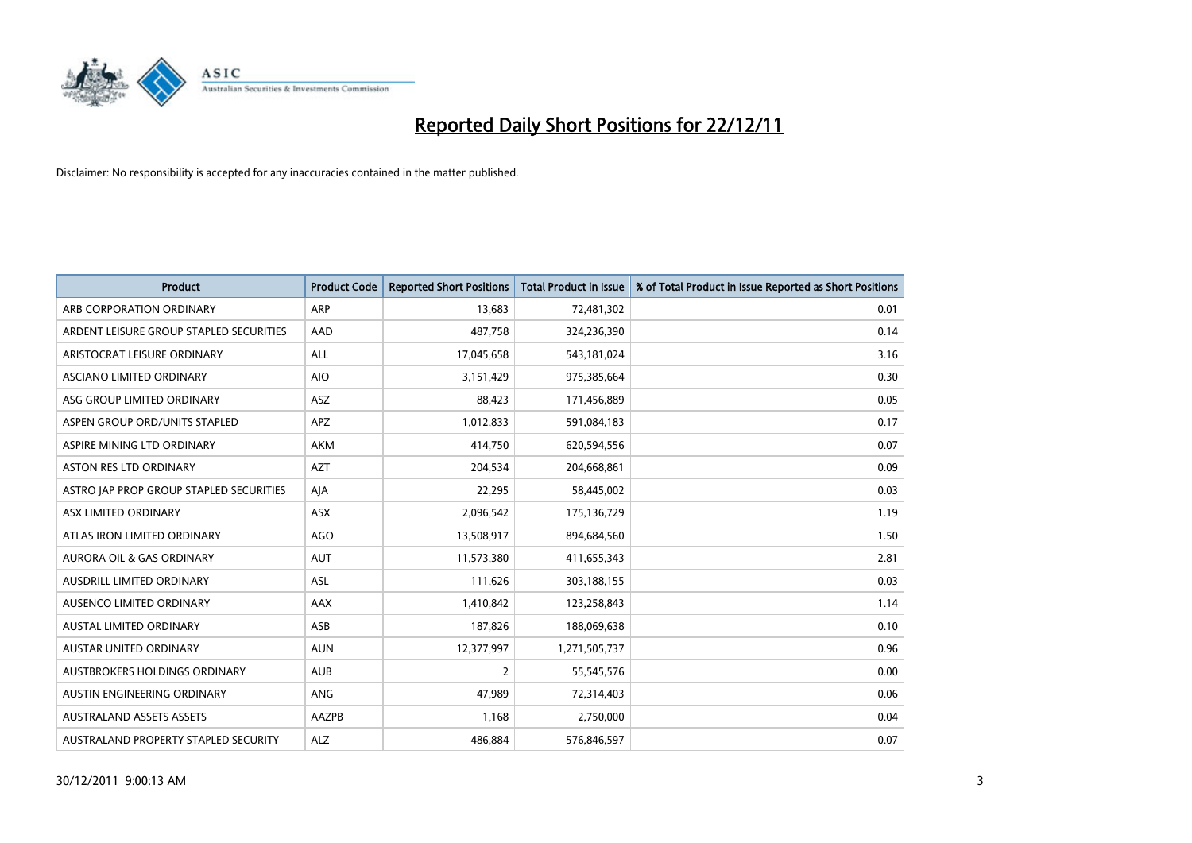# Reported Daily Short Positions for 22/12/11

Disclaimer: No responsibility is accepted for any inaccuracies contained in the matter published.

| Product | Product Code | Reported Short Positions | Total Product in Issue | % of Total Product in Issue Reported as Short Positions |
|---|---|---|---|---|
| ARB CORPORATION ORDINARY | ARP | 13,683 | 72,481,302 | 0.01 |
| ARDENT LEISURE GROUP STAPLED SECURITIES | AAD | 487,758 | 324,236,390 | 0.14 |
| ARISTOCRAT LEISURE ORDINARY | ALL | 17,045,658 | 543,181,024 | 3.16 |
| ASCIANO LIMITED ORDINARY | AIO | 3,151,429 | 975,385,664 | 0.30 |
| ASG GROUP LIMITED ORDINARY | ASZ | 88,423 | 171,456,889 | 0.05 |
| ASPEN GROUP ORD/UNITS STAPLED | APZ | 1,012,833 | 591,084,183 | 0.17 |
| ASPIRE MINING LTD ORDINARY | AKM | 414,750 | 620,594,556 | 0.07 |
| ASTON RES LTD ORDINARY | AZT | 204,534 | 204,668,861 | 0.09 |
| ASTRO JAP PROP GROUP STAPLED SECURITIES | AJA | 22,295 | 58,445,002 | 0.03 |
| ASX LIMITED ORDINARY | ASX | 2,096,542 | 175,136,729 | 1.19 |
| ATLAS IRON LIMITED ORDINARY | AGO | 13,508,917 | 894,684,560 | 1.50 |
| AURORA OIL & GAS ORDINARY | AUT | 11,573,380 | 411,655,343 | 2.81 |
| AUSDRILL LIMITED ORDINARY | ASL | 111,626 | 303,188,155 | 0.03 |
| AUSENCO LIMITED ORDINARY | AAX | 1,410,842 | 123,258,843 | 1.14 |
| AUSTAL LIMITED ORDINARY | ASB | 187,826 | 188,069,638 | 0.10 |
| AUSTAR UNITED ORDINARY | AUN | 12,377,997 | 1,271,505,737 | 0.96 |
| AUSTBROKERS HOLDINGS ORDINARY | AUB | 2 | 55,545,576 | 0.00 |
| AUSTIN ENGINEERING ORDINARY | ANG | 47,989 | 72,314,403 | 0.06 |
| AUSTRALAND ASSETS ASSETS | AAZPB | 1,168 | 2,750,000 | 0.04 |
| AUSTRALAND PROPERTY STAPLED SECURITY | ALZ | 486,884 | 576,846,597 | 0.07 |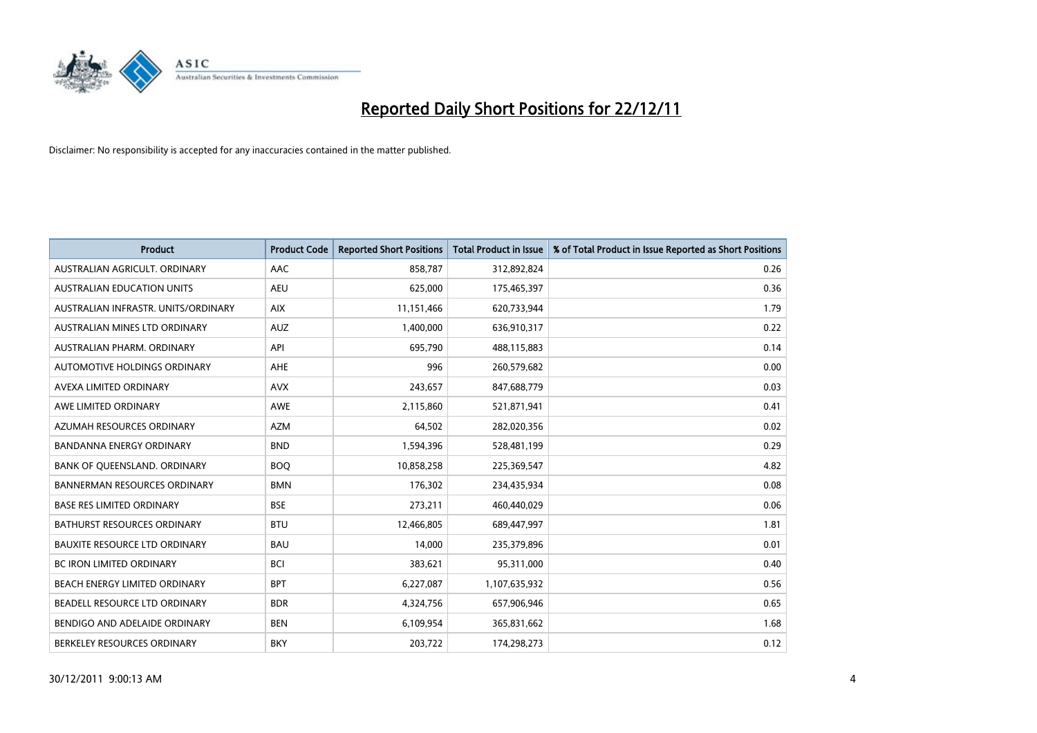# Reported Daily Short Positions for 22/12/11

Disclaimer: No responsibility is accepted for any inaccuracies contained in the matter published.

| Product | Product Code | Reported Short Positions | Total Product in Issue | % of Total Product in Issue Reported as Short Positions |
|---|---|---|---|---|
| AUSTRALIAN AGRICULT. ORDINARY | AAC | 858,787 | 312,892,824 | 0.26 |
| AUSTRALIAN EDUCATION UNITS | AEU | 625,000 | 175,465,397 | 0.36 |
| AUSTRALIAN INFRASTR. UNITS/ORDINARY | AIX | 11,151,466 | 620,733,944 | 1.79 |
| AUSTRALIAN MINES LTD ORDINARY | AUZ | 1,400,000 | 636,910,317 | 0.22 |
| AUSTRALIAN PHARM. ORDINARY | API | 695,790 | 488,115,883 | 0.14 |
| AUTOMOTIVE HOLDINGS ORDINARY | AHE | 996 | 260,579,682 | 0.00 |
| AVEXA LIMITED ORDINARY | AVX | 243,657 | 847,688,779 | 0.03 |
| AWE LIMITED ORDINARY | AWE | 2,115,860 | 521,871,941 | 0.41 |
| AZUMAH RESOURCES ORDINARY | AZM | 64,502 | 282,020,356 | 0.02 |
| BANDANNA ENERGY ORDINARY | BND | 1,594,396 | 528,481,199 | 0.29 |
| BANK OF QUEENSLAND. ORDINARY | BOQ | 10,858,258 | 225,369,547 | 4.82 |
| BANNERMAN RESOURCES ORDINARY | BMN | 176,302 | 234,435,934 | 0.08 |
| BASE RES LIMITED ORDINARY | BSE | 273,211 | 460,440,029 | 0.06 |
| BATHURST RESOURCES ORDINARY | BTU | 12,466,805 | 689,447,997 | 1.81 |
| BAUXITE RESOURCE LTD ORDINARY | BAU | 14,000 | 235,379,896 | 0.01 |
| BC IRON LIMITED ORDINARY | BCI | 383,621 | 95,311,000 | 0.40 |
| BEACH ENERGY LIMITED ORDINARY | BPT | 6,227,087 | 1,107,635,932 | 0.56 |
| BEADELL RESOURCE LTD ORDINARY | BDR | 4,324,756 | 657,906,946 | 0.65 |
| BENDIGO AND ADELAIDE ORDINARY | BEN | 6,109,954 | 365,831,662 | 1.68 |
| BERKELEY RESOURCES ORDINARY | BKY | 203,722 | 174,298,273 | 0.12 |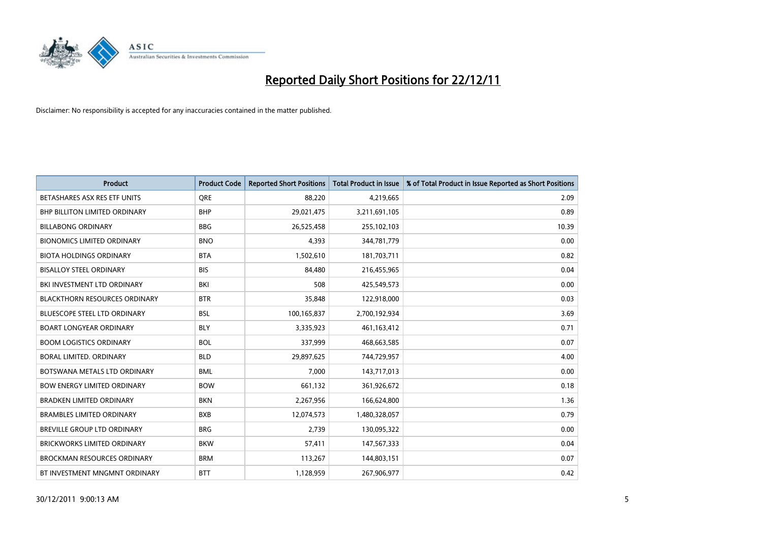# Reported Daily Short Positions for 22/12/11

Disclaimer: No responsibility is accepted for any inaccuracies contained in the matter published.

| Product | Product Code | Reported Short Positions | Total Product in Issue | % of Total Product in Issue Reported as Short Positions |
|---|---|---|---|---|
| BETASHARES ASX RES ETF UNITS | QRE | 88,220 | 4,219,665 | 2.09 |
| BHP BILLITON LIMITED ORDINARY | BHP | 29,021,475 | 3,211,691,105 | 0.89 |
| BILLABONG ORDINARY | BBG | 26,525,458 | 255,102,103 | 10.39 |
| BIONOMICS LIMITED ORDINARY | BNO | 4,393 | 344,781,779 | 0.00 |
| BIOTA HOLDINGS ORDINARY | BTA | 1,502,610 | 181,703,711 | 0.82 |
| BISALLOY STEEL ORDINARY | BIS | 84,480 | 216,455,965 | 0.04 |
| BKI INVESTMENT LTD ORDINARY | BKI | 508 | 425,549,573 | 0.00 |
| BLACKTHORN RESOURCES ORDINARY | BTR | 35,848 | 122,918,000 | 0.03 |
| BLUESCOPE STEEL LTD ORDINARY | BSL | 100,165,837 | 2,700,192,934 | 3.69 |
| BOART LONGYEAR ORDINARY | BLY | 3,335,923 | 461,163,412 | 0.71 |
| BOOM LOGISTICS ORDINARY | BOL | 337,999 | 468,663,585 | 0.07 |
| BORAL LIMITED. ORDINARY | BLD | 29,897,625 | 744,729,957 | 4.00 |
| BOTSWANA METALS LTD ORDINARY | BML | 7,000 | 143,717,013 | 0.00 |
| BOW ENERGY LIMITED ORDINARY | BOW | 661,132 | 361,926,672 | 0.18 |
| BRADKEN LIMITED ORDINARY | BKN | 2,267,956 | 166,624,800 | 1.36 |
| BRAMBLES LIMITED ORDINARY | BXB | 12,074,573 | 1,480,328,057 | 0.79 |
| BREVILLE GROUP LTD ORDINARY | BRG | 2,739 | 130,095,322 | 0.00 |
| BRICKWORKS LIMITED ORDINARY | BKW | 57,411 | 147,567,333 | 0.04 |
| BROCKMAN RESOURCES ORDINARY | BRM | 113,267 | 144,803,151 | 0.07 |
| BT INVESTMENT MNGMNT ORDINARY | BTT | 1,128,959 | 267,906,977 | 0.42 |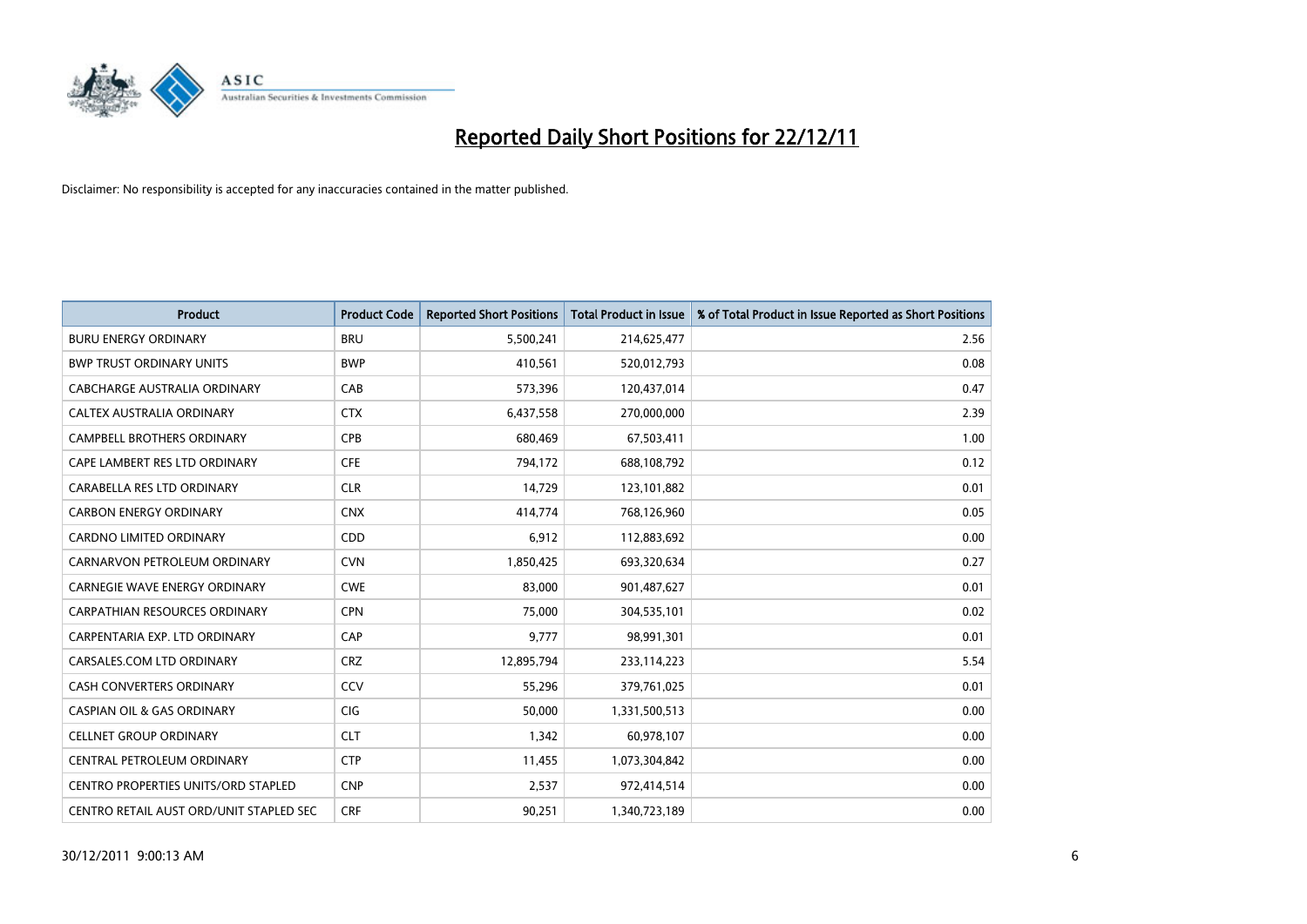# Reported Daily Short Positions for 22/12/11

Disclaimer: No responsibility is accepted for any inaccuracies contained in the matter published.

| Product | Product Code | Reported Short Positions | Total Product in Issue | % of Total Product in Issue Reported as Short Positions |
|---|---|---|---|---|
| BURU ENERGY ORDINARY | BRU | 5,500,241 | 214,625,477 | 2.56 |
| BWP TRUST ORDINARY UNITS | BWP | 410,561 | 520,012,793 | 0.08 |
| CABCHARGE AUSTRALIA ORDINARY | CAB | 573,396 | 120,437,014 | 0.47 |
| CALTEX AUSTRALIA ORDINARY | CTX | 6,437,558 | 270,000,000 | 2.39 |
| CAMPBELL BROTHERS ORDINARY | CPB | 680,469 | 67,503,411 | 1.00 |
| CAPE LAMBERT RES LTD ORDINARY | CFE | 794,172 | 688,108,792 | 0.12 |
| CARABELLA RES LTD ORDINARY | CLR | 14,729 | 123,101,882 | 0.01 |
| CARBON ENERGY ORDINARY | CNX | 414,774 | 768,126,960 | 0.05 |
| CARDNO LIMITED ORDINARY | CDD | 6,912 | 112,883,692 | 0.00 |
| CARNARVON PETROLEUM ORDINARY | CVN | 1,850,425 | 693,320,634 | 0.27 |
| CARNEGIE WAVE ENERGY ORDINARY | CWE | 83,000 | 901,487,627 | 0.01 |
| CARPATHIAN RESOURCES ORDINARY | CPN | 75,000 | 304,535,101 | 0.02 |
| CARPENTARIA EXP. LTD ORDINARY | CAP | 9,777 | 98,991,301 | 0.01 |
| CARSALES.COM LTD ORDINARY | CRZ | 12,895,794 | 233,114,223 | 5.54 |
| CASH CONVERTERS ORDINARY | CCV | 55,296 | 379,761,025 | 0.01 |
| CASPIAN OIL & GAS ORDINARY | CIG | 50,000 | 1,331,500,513 | 0.00 |
| CELLNET GROUP ORDINARY | CLT | 1,342 | 60,978,107 | 0.00 |
| CENTRAL PETROLEUM ORDINARY | CTP | 11,455 | 1,073,304,842 | 0.00 |
| CENTRO PROPERTIES UNITS/ORD STAPLED | CNP | 2,537 | 972,414,514 | 0.00 |
| CENTRO RETAIL AUST ORD/UNIT STAPLED SEC | CRF | 90,251 | 1,340,723,189 | 0.00 |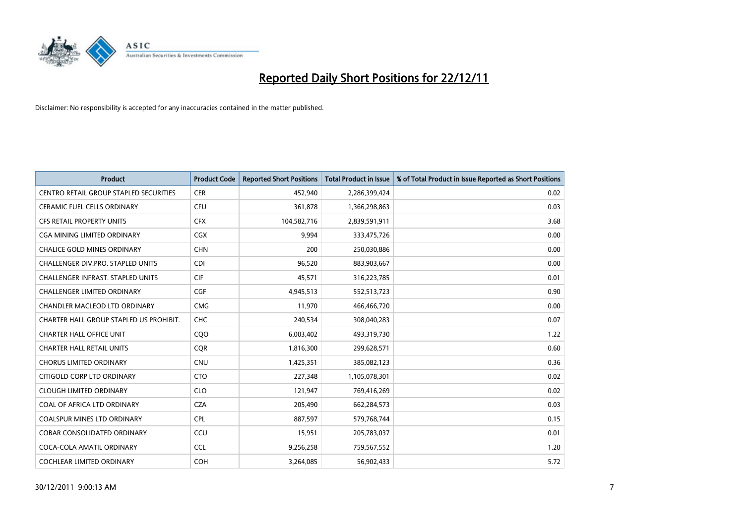# Reported Daily Short Positions for 22/12/11

Disclaimer: No responsibility is accepted for any inaccuracies contained in the matter published.

| Product | Product Code | Reported Short Positions | Total Product in Issue | % of Total Product in Issue Reported as Short Positions |
|---|---|---|---|---|
| CENTRO RETAIL GROUP STAPLED SECURITIES | CER | 452,940 | 2,286,399,424 | 0.02 |
| CERAMIC FUEL CELLS ORDINARY | CFU | 361,878 | 1,366,298,863 | 0.03 |
| CFS RETAIL PROPERTY UNITS | CFX | 104,582,716 | 2,839,591,911 | 3.68 |
| CGA MINING LIMITED ORDINARY | CGX | 9,994 | 333,475,726 | 0.00 |
| CHALICE GOLD MINES ORDINARY | CHN | 200 | 250,030,886 | 0.00 |
| CHALLENGER DIV.PRO. STAPLED UNITS | CDI | 96,520 | 883,903,667 | 0.00 |
| CHALLENGER INFRAST. STAPLED UNITS | CIF | 45,571 | 316,223,785 | 0.01 |
| CHALLENGER LIMITED ORDINARY | CGF | 4,945,513 | 552,513,723 | 0.90 |
| CHANDLER MACLEOD LTD ORDINARY | CMG | 11,970 | 466,466,720 | 0.00 |
| CHARTER HALL GROUP STAPLED US PROHIBIT. | CHC | 240,534 | 308,040,283 | 0.07 |
| CHARTER HALL OFFICE UNIT | CQO | 6,003,402 | 493,319,730 | 1.22 |
| CHARTER HALL RETAIL UNITS | CQR | 1,816,300 | 299,628,571 | 0.60 |
| CHORUS LIMITED ORDINARY | CNU | 1,425,351 | 385,082,123 | 0.36 |
| CITIGOLD CORP LTD ORDINARY | CTO | 227,348 | 1,105,078,301 | 0.02 |
| CLOUGH LIMITED ORDINARY | CLO | 121,947 | 769,416,269 | 0.02 |
| COAL OF AFRICA LTD ORDINARY | CZA | 205,490 | 662,284,573 | 0.03 |
| COALSPUR MINES LTD ORDINARY | CPL | 887,597 | 579,768,744 | 0.15 |
| COBAR CONSOLIDATED ORDINARY | CCU | 15,951 | 205,783,037 | 0.01 |
| COCA-COLA AMATIL ORDINARY | CCL | 9,256,258 | 759,567,552 | 1.20 |
| COCHLEAR LIMITED ORDINARY | COH | 3,264,085 | 56,902,433 | 5.72 |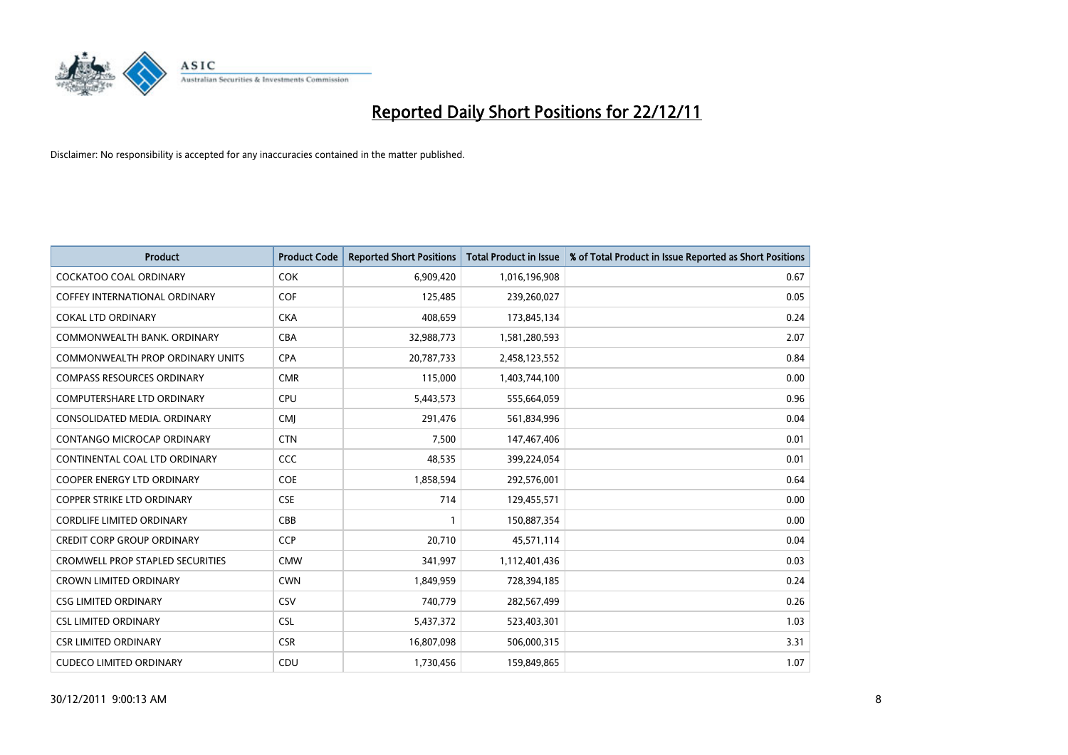# Reported Daily Short Positions for 22/12/11

Disclaimer: No responsibility is accepted for any inaccuracies contained in the matter published.

| Product | Product Code | Reported Short Positions | Total Product in Issue | % of Total Product in Issue Reported as Short Positions |
|---|---|---|---|---|
| COCKATOO COAL ORDINARY | COK | 6,909,420 | 1,016,196,908 | 0.67 |
| COFFEY INTERNATIONAL ORDINARY | COF | 125,485 | 239,260,027 | 0.05 |
| COKAL LTD ORDINARY | CKA | 408,659 | 173,845,134 | 0.24 |
| COMMONWEALTH BANK. ORDINARY | CBA | 32,988,773 | 1,581,280,593 | 2.07 |
| COMMONWEALTH PROP ORDINARY UNITS | CPA | 20,787,733 | 2,458,123,552 | 0.84 |
| COMPASS RESOURCES ORDINARY | CMR | 115,000 | 1,403,744,100 | 0.00 |
| COMPUTERSHARE LTD ORDINARY | CPU | 5,443,573 | 555,664,059 | 0.96 |
| CONSOLIDATED MEDIA. ORDINARY | CMJ | 291,476 | 561,834,996 | 0.04 |
| CONTANGO MICROCAP ORDINARY | CTN | 7,500 | 147,467,406 | 0.01 |
| CONTINENTAL COAL LTD ORDINARY | CCC | 48,535 | 399,224,054 | 0.01 |
| COOPER ENERGY LTD ORDINARY | COE | 1,858,594 | 292,576,001 | 0.64 |
| COPPER STRIKE LTD ORDINARY | CSE | 714 | 129,455,571 | 0.00 |
| CORDLIFE LIMITED ORDINARY | CBB | 1 | 150,887,354 | 0.00 |
| CREDIT CORP GROUP ORDINARY | CCP | 20,710 | 45,571,114 | 0.04 |
| CROMWELL PROP STAPLED SECURITIES | CMW | 341,997 | 1,112,401,436 | 0.03 |
| CROWN LIMITED ORDINARY | CWN | 1,849,959 | 728,394,185 | 0.24 |
| CSG LIMITED ORDINARY | CSV | 740,779 | 282,567,499 | 0.26 |
| CSL LIMITED ORDINARY | CSL | 5,437,372 | 523,403,301 | 1.03 |
| CSR LIMITED ORDINARY | CSR | 16,807,098 | 506,000,315 | 3.31 |
| CUDECO LIMITED ORDINARY | CDU | 1,730,456 | 159,849,865 | 1.07 |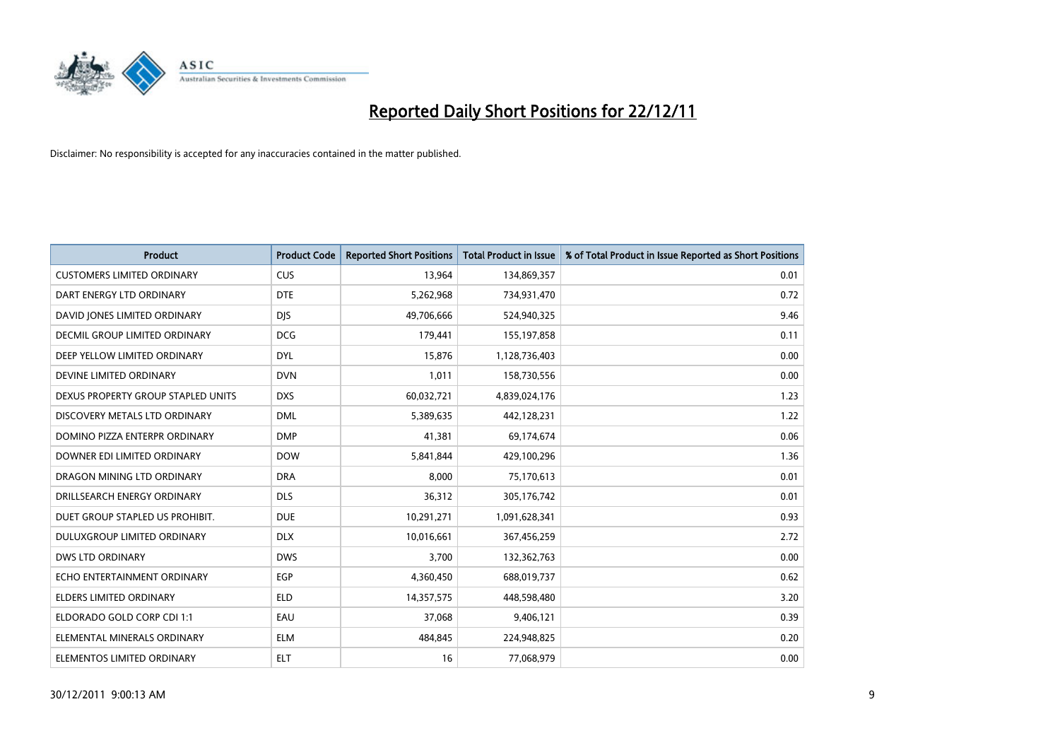# Reported Daily Short Positions for 22/12/11

Disclaimer: No responsibility is accepted for any inaccuracies contained in the matter published.

| Product | Product Code | Reported Short Positions | Total Product in Issue | % of Total Product in Issue Reported as Short Positions |
|---|---|---|---|---|
| CUSTOMERS LIMITED ORDINARY | CUS | 13,964 | 134,869,357 | 0.01 |
| DART ENERGY LTD ORDINARY | DTE | 5,262,968 | 734,931,470 | 0.72 |
| DAVID JONES LIMITED ORDINARY | DJS | 49,706,666 | 524,940,325 | 9.46 |
| DECMIL GROUP LIMITED ORDINARY | DCG | 179,441 | 155,197,858 | 0.11 |
| DEEP YELLOW LIMITED ORDINARY | DYL | 15,876 | 1,128,736,403 | 0.00 |
| DEVINE LIMITED ORDINARY | DVN | 1,011 | 158,730,556 | 0.00 |
| DEXUS PROPERTY GROUP STAPLED UNITS | DXS | 60,032,721 | 4,839,024,176 | 1.23 |
| DISCOVERY METALS LTD ORDINARY | DML | 5,389,635 | 442,128,231 | 1.22 |
| DOMINO PIZZA ENTERPR ORDINARY | DMP | 41,381 | 69,174,674 | 0.06 |
| DOWNER EDI LIMITED ORDINARY | DOW | 5,841,844 | 429,100,296 | 1.36 |
| DRAGON MINING LTD ORDINARY | DRA | 8,000 | 75,170,613 | 0.01 |
| DRILLSEARCH ENERGY ORDINARY | DLS | 36,312 | 305,176,742 | 0.01 |
| DUET GROUP STAPLED US PROHIBIT. | DUE | 10,291,271 | 1,091,628,341 | 0.93 |
| DULUXGROUP LIMITED ORDINARY | DLX | 10,016,661 | 367,456,259 | 2.72 |
| DWS LTD ORDINARY | DWS | 3,700 | 132,362,763 | 0.00 |
| ECHO ENTERTAINMENT ORDINARY | EGP | 4,360,450 | 688,019,737 | 0.62 |
| ELDERS LIMITED ORDINARY | ELD | 14,357,575 | 448,598,480 | 3.20 |
| ELDORADO GOLD CORP CDI 1:1 | EAU | 37,068 | 9,406,121 | 0.39 |
| ELEMENTAL MINERALS ORDINARY | ELM | 484,845 | 224,948,825 | 0.20 |
| ELEMENTOS LIMITED ORDINARY | ELT | 16 | 77,068,979 | 0.00 |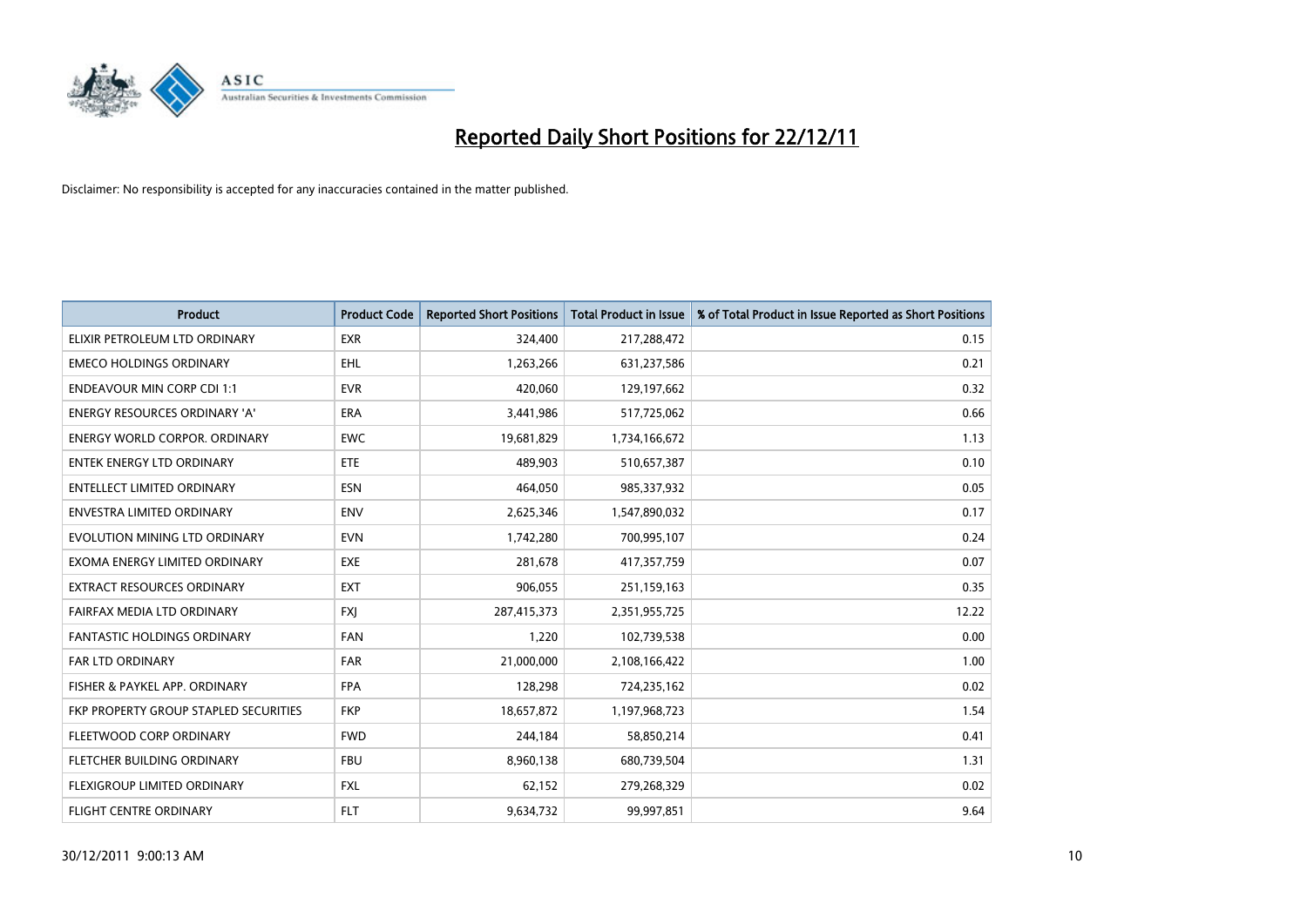# Reported Daily Short Positions for 22/12/11

Disclaimer: No responsibility is accepted for any inaccuracies contained in the matter published.

| Product | Product Code | Reported Short Positions | Total Product in Issue | % of Total Product in Issue Reported as Short Positions |
|---|---|---|---|---|
| ELIXIR PETROLEUM LTD ORDINARY | EXR | 324,400 | 217,288,472 | 0.15 |
| EMECO HOLDINGS ORDINARY | EHL | 1,263,266 | 631,237,586 | 0.21 |
| ENDEAVOUR MIN CORP CDI 1:1 | EVR | 420,060 | 129,197,662 | 0.32 |
| ENERGY RESOURCES ORDINARY 'A' | ERA | 3,441,986 | 517,725,062 | 0.66 |
| ENERGY WORLD CORPOR. ORDINARY | EWC | 19,681,829 | 1,734,166,672 | 1.13 |
| ENTEK ENERGY LTD ORDINARY | ETE | 489,903 | 510,657,387 | 0.10 |
| ENTELLECT LIMITED ORDINARY | ESN | 464,050 | 985,337,932 | 0.05 |
| ENVESTRA LIMITED ORDINARY | ENV | 2,625,346 | 1,547,890,032 | 0.17 |
| EVOLUTION MINING LTD ORDINARY | EVN | 1,742,280 | 700,995,107 | 0.24 |
| EXOMA ENERGY LIMITED ORDINARY | EXE | 281,678 | 417,357,759 | 0.07 |
| EXTRACT RESOURCES ORDINARY | EXT | 906,055 | 251,159,163 | 0.35 |
| FAIRFAX MEDIA LTD ORDINARY | FXJ | 287,415,373 | 2,351,955,725 | 12.22 |
| FANTASTIC HOLDINGS ORDINARY | FAN | 1,220 | 102,739,538 | 0.00 |
| FAR LTD ORDINARY | FAR | 21,000,000 | 2,108,166,422 | 1.00 |
| FISHER & PAYKEL APP. ORDINARY | FPA | 128,298 | 724,235,162 | 0.02 |
| FKP PROPERTY GROUP STAPLED SECURITIES | FKP | 18,657,872 | 1,197,968,723 | 1.54 |
| FLEETWOOD CORP ORDINARY | FWD | 244,184 | 58,850,214 | 0.41 |
| FLETCHER BUILDING ORDINARY | FBU | 8,960,138 | 680,739,504 | 1.31 |
| FLEXIGROUP LIMITED ORDINARY | FXL | 62,152 | 279,268,329 | 0.02 |
| FLIGHT CENTRE ORDINARY | FLT | 9,634,732 | 99,997,851 | 9.64 |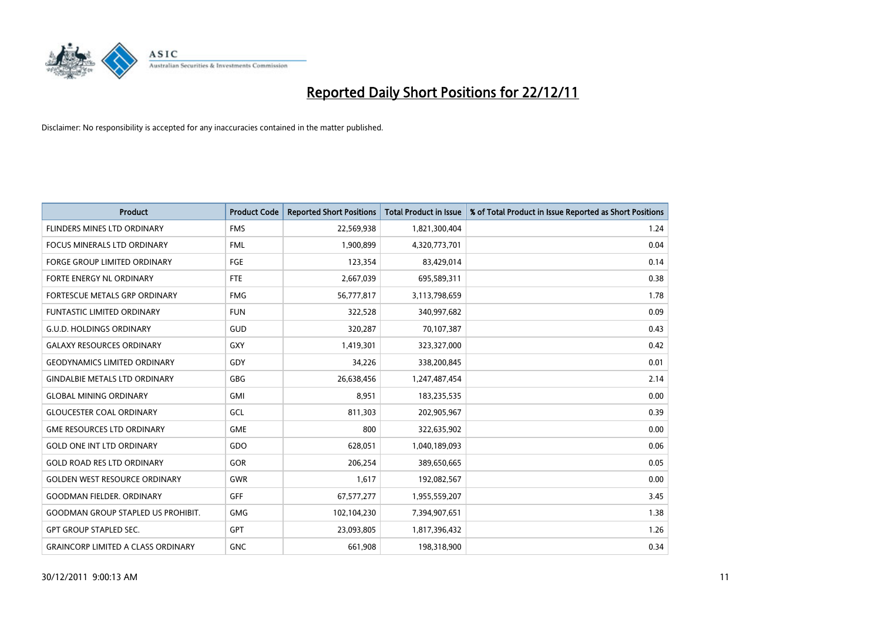# Reported Daily Short Positions for 22/12/11

Disclaimer: No responsibility is accepted for any inaccuracies contained in the matter published.

| Product | Product Code | Reported Short Positions | Total Product in Issue | % of Total Product in Issue Reported as Short Positions |
|---|---|---|---|---|
| FLINDERS MINES LTD ORDINARY | FMS | 22,569,938 | 1,821,300,404 | 1.24 |
| FOCUS MINERALS LTD ORDINARY | FML | 1,900,899 | 4,320,773,701 | 0.04 |
| FORGE GROUP LIMITED ORDINARY | FGE | 123,354 | 83,429,014 | 0.14 |
| FORTE ENERGY NL ORDINARY | FTE | 2,667,039 | 695,589,311 | 0.38 |
| FORTESCUE METALS GRP ORDINARY | FMG | 56,777,817 | 3,113,798,659 | 1.78 |
| FUNTASTIC LIMITED ORDINARY | FUN | 322,528 | 340,997,682 | 0.09 |
| G.U.D. HOLDINGS ORDINARY | GUD | 320,287 | 70,107,387 | 0.43 |
| GALAXY RESOURCES ORDINARY | GXY | 1,419,301 | 323,327,000 | 0.42 |
| GEODYNAMICS LIMITED ORDINARY | GDY | 34,226 | 338,200,845 | 0.01 |
| GINDALBIE METALS LTD ORDINARY | GBG | 26,638,456 | 1,247,487,454 | 2.14 |
| GLOBAL MINING ORDINARY | GMI | 8,951 | 183,235,535 | 0.00 |
| GLOUCESTER COAL ORDINARY | GCL | 811,303 | 202,905,967 | 0.39 |
| GME RESOURCES LTD ORDINARY | GME | 800 | 322,635,902 | 0.00 |
| GOLD ONE INT LTD ORDINARY | GDO | 628,051 | 1,040,189,093 | 0.06 |
| GOLD ROAD RES LTD ORDINARY | GOR | 206,254 | 389,650,665 | 0.05 |
| GOLDEN WEST RESOURCE ORDINARY | GWR | 1,617 | 192,082,567 | 0.00 |
| GOODMAN FIELDER. ORDINARY | GFF | 67,577,277 | 1,955,559,207 | 3.45 |
| GOODMAN GROUP STAPLED US PROHIBIT. | GMG | 102,104,230 | 7,394,907,651 | 1.38 |
| GPT GROUP STAPLED SEC. | GPT | 23,093,805 | 1,817,396,432 | 1.26 |
| GRAINCORP LIMITED A CLASS ORDINARY | GNC | 661,908 | 198,318,900 | 0.34 |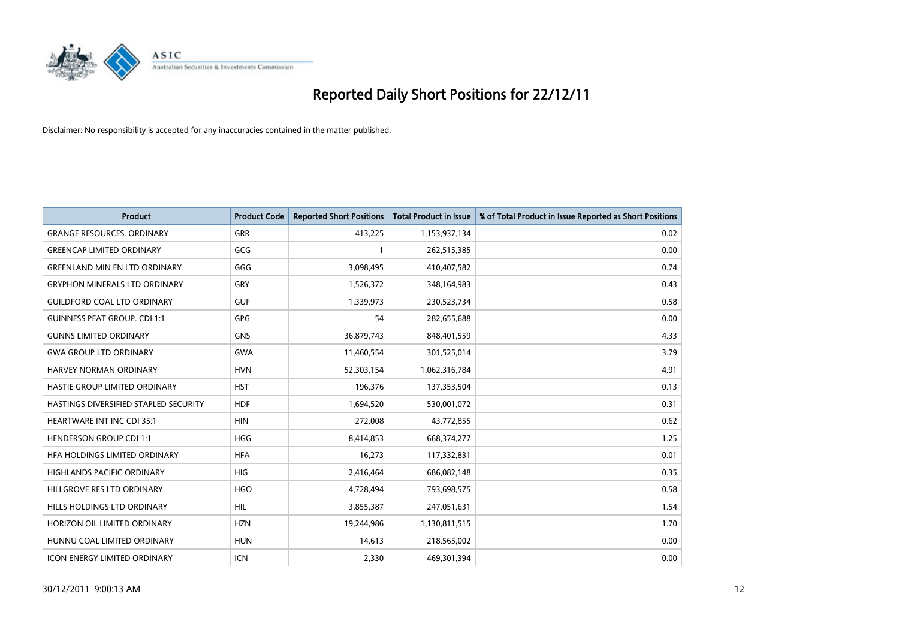# Reported Daily Short Positions for 22/12/11

Disclaimer: No responsibility is accepted for any inaccuracies contained in the matter published.

| Product | Product Code | Reported Short Positions | Total Product in Issue | % of Total Product in Issue Reported as Short Positions |
|---|---|---|---|---|
| GRANGE RESOURCES. ORDINARY | GRR | 413,225 | 1,153,937,134 | 0.02 |
| GREENCAP LIMITED ORDINARY | GCG | 1 | 262,515,385 | 0.00 |
| GREENLAND MIN EN LTD ORDINARY | GGG | 3,098,495 | 410,407,582 | 0.74 |
| GRYPHON MINERALS LTD ORDINARY | GRY | 1,526,372 | 348,164,983 | 0.43 |
| GUILDFORD COAL LTD ORDINARY | GUF | 1,339,973 | 230,523,734 | 0.58 |
| GUINNESS PEAT GROUP. CDI 1:1 | GPG | 54 | 282,655,688 | 0.00 |
| GUNNS LIMITED ORDINARY | GNS | 36,879,743 | 848,401,559 | 4.33 |
| GWA GROUP LTD ORDINARY | GWA | 11,460,554 | 301,525,014 | 3.79 |
| HARVEY NORMAN ORDINARY | HVN | 52,303,154 | 1,062,316,784 | 4.91 |
| HASTIE GROUP LIMITED ORDINARY | HST | 196,376 | 137,353,504 | 0.13 |
| HASTINGS DIVERSIFIED STAPLED SECURITY | HDF | 1,694,520 | 530,001,072 | 0.31 |
| HEARTWARE INT INC CDI 35:1 | HIN | 272,008 | 43,772,855 | 0.62 |
| HENDERSON GROUP CDI 1:1 | HGG | 8,414,853 | 668,374,277 | 1.25 |
| HFA HOLDINGS LIMITED ORDINARY | HFA | 16,273 | 117,332,831 | 0.01 |
| HIGHLANDS PACIFIC ORDINARY | HIG | 2,416,464 | 686,082,148 | 0.35 |
| HILLGROVE RES LTD ORDINARY | HGO | 4,728,494 | 793,698,575 | 0.58 |
| HILLS HOLDINGS LTD ORDINARY | HIL | 3,855,387 | 247,051,631 | 1.54 |
| HORIZON OIL LIMITED ORDINARY | HZN | 19,244,986 | 1,130,811,515 | 1.70 |
| HUNNU COAL LIMITED ORDINARY | HUN | 14,613 | 218,565,002 | 0.00 |
| ICON ENERGY LIMITED ORDINARY | ICN | 2,330 | 469,301,394 | 0.00 |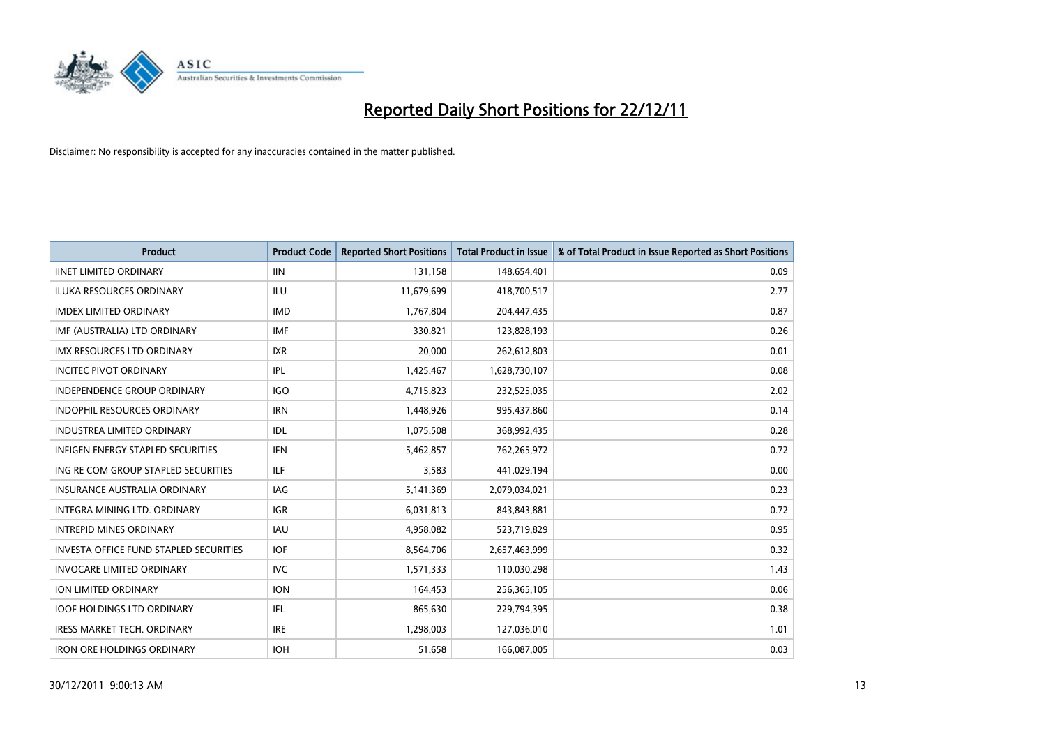# Reported Daily Short Positions for 22/12/11

Disclaimer: No responsibility is accepted for any inaccuracies contained in the matter published.

| Product | Product Code | Reported Short Positions | Total Product in Issue | % of Total Product in Issue Reported as Short Positions |
|---|---|---|---|---|
| IINET LIMITED ORDINARY | IIN | 131,158 | 148,654,401 | 0.09 |
| ILUKA RESOURCES ORDINARY | ILU | 11,679,699 | 418,700,517 | 2.77 |
| IMDEX LIMITED ORDINARY | IMD | 1,767,804 | 204,447,435 | 0.87 |
| IMF (AUSTRALIA) LTD ORDINARY | IMF | 330,821 | 123,828,193 | 0.26 |
| IMX RESOURCES LTD ORDINARY | IXR | 20,000 | 262,612,803 | 0.01 |
| INCITEC PIVOT ORDINARY | IPL | 1,425,467 | 1,628,730,107 | 0.08 |
| INDEPENDENCE GROUP ORDINARY | IGO | 4,715,823 | 232,525,035 | 2.02 |
| INDOPHIL RESOURCES ORDINARY | IRN | 1,448,926 | 995,437,860 | 0.14 |
| INDUSTREA LIMITED ORDINARY | IDL | 1,075,508 | 368,992,435 | 0.28 |
| INFIGEN ENERGY STAPLED SECURITIES | IFN | 5,462,857 | 762,265,972 | 0.72 |
| ING RE COM GROUP STAPLED SECURITIES | ILF | 3,583 | 441,029,194 | 0.00 |
| INSURANCE AUSTRALIA ORDINARY | IAG | 5,141,369 | 2,079,034,021 | 0.23 |
| INTEGRA MINING LTD. ORDINARY | IGR | 6,031,813 | 843,843,881 | 0.72 |
| INTREPID MINES ORDINARY | IAU | 4,958,082 | 523,719,829 | 0.95 |
| INVESTA OFFICE FUND STAPLED SECURITIES | IOF | 8,564,706 | 2,657,463,999 | 0.32 |
| INVOCARE LIMITED ORDINARY | IVC | 1,571,333 | 110,030,298 | 1.43 |
| ION LIMITED ORDINARY | ION | 164,453 | 256,365,105 | 0.06 |
| IOOF HOLDINGS LTD ORDINARY | IFL | 865,630 | 229,794,395 | 0.38 |
| IRESS MARKET TECH. ORDINARY | IRE | 1,298,003 | 127,036,010 | 1.01 |
| IRON ORE HOLDINGS ORDINARY | IOH | 51,658 | 166,087,005 | 0.03 |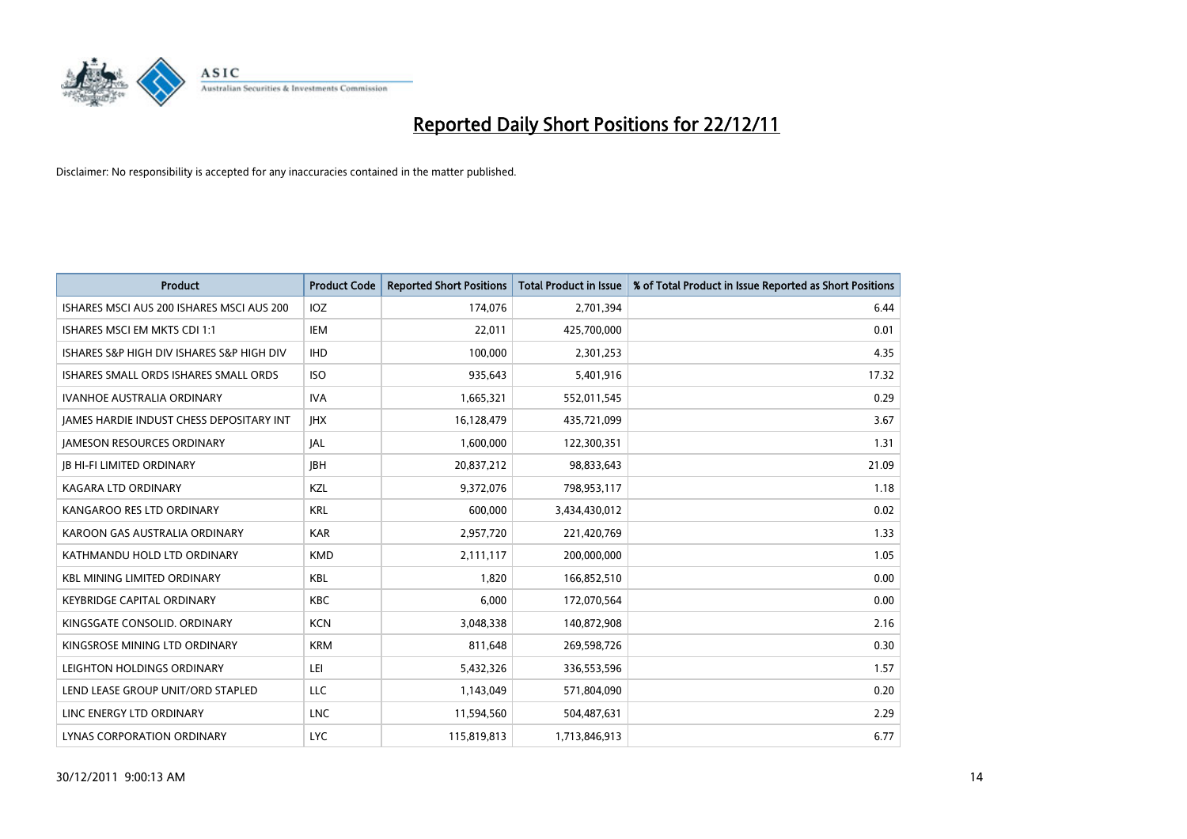# Reported Daily Short Positions for 22/12/11

Disclaimer: No responsibility is accepted for any inaccuracies contained in the matter published.

| Product | Product Code | Reported Short Positions | Total Product in Issue | % of Total Product in Issue Reported as Short Positions |
|---|---|---|---|---|
| ISHARES MSCI AUS 200 ISHARES MSCI AUS 200 | IOZ | 174,076 | 2,701,394 | 6.44 |
| ISHARES MSCI EM MKTS CDI 1:1 | IEM | 22,011 | 425,700,000 | 0.01 |
| ISHARES S&P HIGH DIV ISHARES S&P HIGH DIV | IHD | 100,000 | 2,301,253 | 4.35 |
| ISHARES SMALL ORDS ISHARES SMALL ORDS | ISO | 935,643 | 5,401,916 | 17.32 |
| IVANHOE AUSTRALIA ORDINARY | IVA | 1,665,321 | 552,011,545 | 0.29 |
| JAMES HARDIE INDUST CHESS DEPOSITARY INT | JHX | 16,128,479 | 435,721,099 | 3.67 |
| JAMESON RESOURCES ORDINARY | JAL | 1,600,000 | 122,300,351 | 1.31 |
| JB HI-FI LIMITED ORDINARY | JBH | 20,837,212 | 98,833,643 | 21.09 |
| KAGARA LTD ORDINARY | KZL | 9,372,076 | 798,953,117 | 1.18 |
| KANGAROO RES LTD ORDINARY | KRL | 600,000 | 3,434,430,012 | 0.02 |
| KAROON GAS AUSTRALIA ORDINARY | KAR | 2,957,720 | 221,420,769 | 1.33 |
| KATHMANDU HOLD LTD ORDINARY | KMD | 2,111,117 | 200,000,000 | 1.05 |
| KBL MINING LIMITED ORDINARY | KBL | 1,820 | 166,852,510 | 0.00 |
| KEYBRIDGE CAPITAL ORDINARY | KBC | 6,000 | 172,070,564 | 0.00 |
| KINGSGATE CONSOLID. ORDINARY | KCN | 3,048,338 | 140,872,908 | 2.16 |
| KINGSROSE MINING LTD ORDINARY | KRM | 811,648 | 269,598,726 | 0.30 |
| LEIGHTON HOLDINGS ORDINARY | LEI | 5,432,326 | 336,553,596 | 1.57 |
| LEND LEASE GROUP UNIT/ORD STAPLED | LLC | 1,143,049 | 571,804,090 | 0.20 |
| LINC ENERGY LTD ORDINARY | LNC | 11,594,560 | 504,487,631 | 2.29 |
| LYNAS CORPORATION ORDINARY | LYC | 115,819,813 | 1,713,846,913 | 6.77 |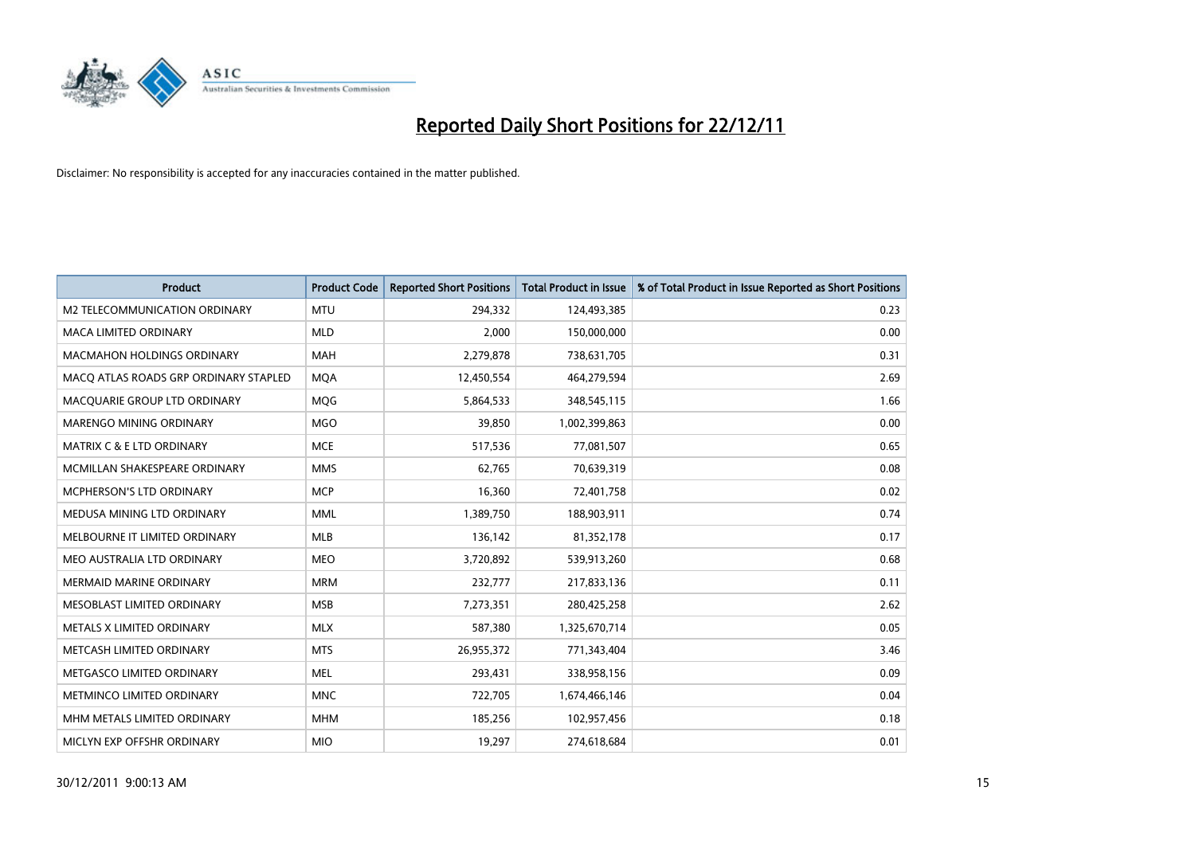# Reported Daily Short Positions for 22/12/11

Disclaimer: No responsibility is accepted for any inaccuracies contained in the matter published.

| Product | Product Code | Reported Short Positions | Total Product in Issue | % of Total Product in Issue Reported as Short Positions |
|---|---|---|---|---|
| M2 TELECOMMUNICATION ORDINARY | MTU | 294,332 | 124,493,385 | 0.23 |
| MACA LIMITED ORDINARY | MLD | 2,000 | 150,000,000 | 0.00 |
| MACMAHON HOLDINGS ORDINARY | MAH | 2,279,878 | 738,631,705 | 0.31 |
| MACQ ATLAS ROADS GRP ORDINARY STAPLED | MQA | 12,450,554 | 464,279,594 | 2.69 |
| MACQUARIE GROUP LTD ORDINARY | MQG | 5,864,533 | 348,545,115 | 1.66 |
| MARENGO MINING ORDINARY | MGO | 39,850 | 1,002,399,863 | 0.00 |
| MATRIX C & E LTD ORDINARY | MCE | 517,536 | 77,081,507 | 0.65 |
| MCMILLAN SHAKESPEARE ORDINARY | MMS | 62,765 | 70,639,319 | 0.08 |
| MCPHERSON'S LTD ORDINARY | MCP | 16,360 | 72,401,758 | 0.02 |
| MEDUSA MINING LTD ORDINARY | MML | 1,389,750 | 188,903,911 | 0.74 |
| MELBOURNE IT LIMITED ORDINARY | MLB | 136,142 | 81,352,178 | 0.17 |
| MEO AUSTRALIA LTD ORDINARY | MEO | 3,720,892 | 539,913,260 | 0.68 |
| MERMAID MARINE ORDINARY | MRM | 232,777 | 217,833,136 | 0.11 |
| MESOBLAST LIMITED ORDINARY | MSB | 7,273,351 | 280,425,258 | 2.62 |
| METALS X LIMITED ORDINARY | MLX | 587,380 | 1,325,670,714 | 0.05 |
| METCASH LIMITED ORDINARY | MTS | 26,955,372 | 771,343,404 | 3.46 |
| METGASCO LIMITED ORDINARY | MEL | 293,431 | 338,958,156 | 0.09 |
| METMINCO LIMITED ORDINARY | MNC | 722,705 | 1,674,466,146 | 0.04 |
| MHM METALS LIMITED ORDINARY | MHM | 185,256 | 102,957,456 | 0.18 |
| MICLYN EXP OFFSHR ORDINARY | MIO | 19,297 | 274,618,684 | 0.01 |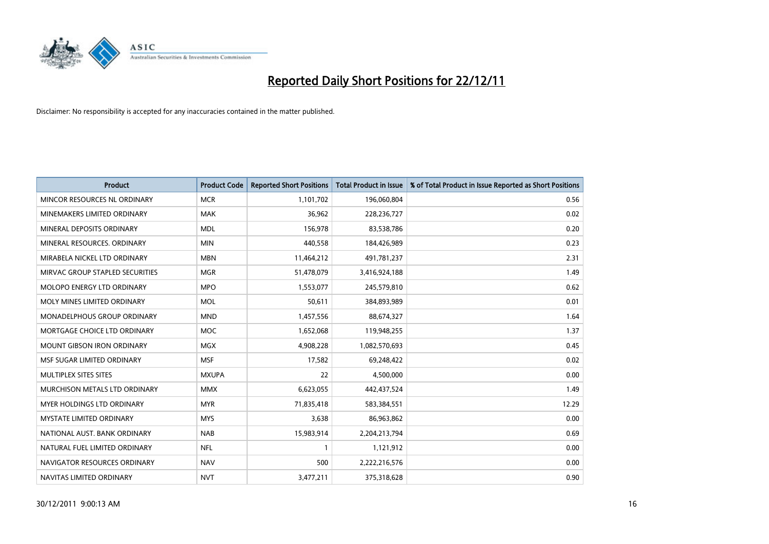# Reported Daily Short Positions for 22/12/11

Disclaimer: No responsibility is accepted for any inaccuracies contained in the matter published.

| Product | Product Code | Reported Short Positions | Total Product in Issue | % of Total Product in Issue Reported as Short Positions |
|---|---|---|---|---|
| MINCOR RESOURCES NL ORDINARY | MCR | 1,101,702 | 196,060,804 | 0.56 |
| MINEMAKERS LIMITED ORDINARY | MAK | 36,962 | 228,236,727 | 0.02 |
| MINERAL DEPOSITS ORDINARY | MDL | 156,978 | 83,538,786 | 0.20 |
| MINERAL RESOURCES. ORDINARY | MIN | 440,558 | 184,426,989 | 0.23 |
| MIRABELA NICKEL LTD ORDINARY | MBN | 11,464,212 | 491,781,237 | 2.31 |
| MIRVAC GROUP STAPLED SECURITIES | MGR | 51,478,079 | 3,416,924,188 | 1.49 |
| MOLOPO ENERGY LTD ORDINARY | MPO | 1,553,077 | 245,579,810 | 0.62 |
| MOLY MINES LIMITED ORDINARY | MOL | 50,611 | 384,893,989 | 0.01 |
| MONADELPHOUS GROUP ORDINARY | MND | 1,457,556 | 88,674,327 | 1.64 |
| MORTGAGE CHOICE LTD ORDINARY | MOC | 1,652,068 | 119,948,255 | 1.37 |
| MOUNT GIBSON IRON ORDINARY | MGX | 4,908,228 | 1,082,570,693 | 0.45 |
| MSF SUGAR LIMITED ORDINARY | MSF | 17,582 | 69,248,422 | 0.02 |
| MULTIPLEX SITES SITES | MXUPA | 22 | 4,500,000 | 0.00 |
| MURCHISON METALS LTD ORDINARY | MMX | 6,623,055 | 442,437,524 | 1.49 |
| MYER HOLDINGS LTD ORDINARY | MYR | 71,835,418 | 583,384,551 | 12.29 |
| MYSTATE LIMITED ORDINARY | MYS | 3,638 | 86,963,862 | 0.00 |
| NATIONAL AUST. BANK ORDINARY | NAB | 15,983,914 | 2,204,213,794 | 0.69 |
| NATURAL FUEL LIMITED ORDINARY | NFL | 1 | 1,121,912 | 0.00 |
| NAVIGATOR RESOURCES ORDINARY | NAV | 500 | 2,222,216,576 | 0.00 |
| NAVITAS LIMITED ORDINARY | NVT | 3,477,211 | 375,318,628 | 0.90 |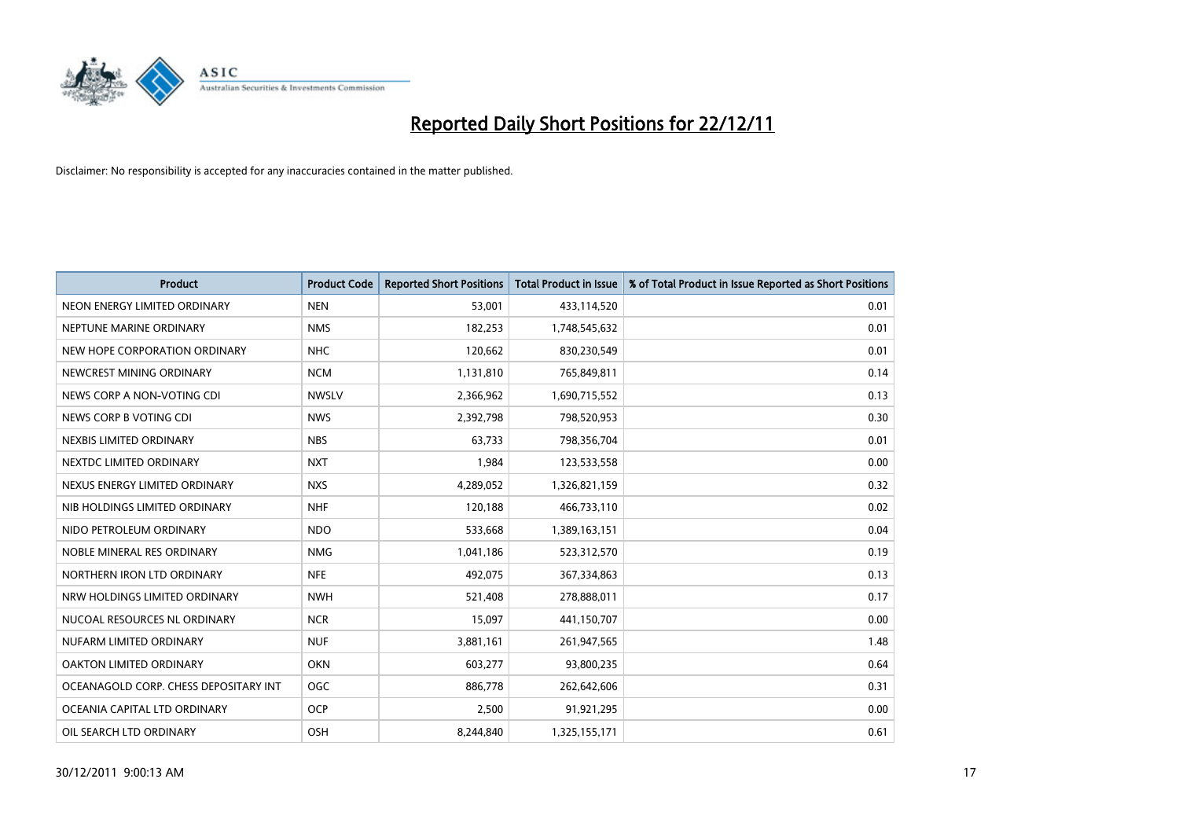# Reported Daily Short Positions for 22/12/11

Disclaimer: No responsibility is accepted for any inaccuracies contained in the matter published.

| Product | Product Code | Reported Short Positions | Total Product in Issue | % of Total Product in Issue Reported as Short Positions |
| --- | --- | --- | --- | --- |
| NEON ENERGY LIMITED ORDINARY | NEN | 53,001 | 433,114,520 | 0.01 |
| NEPTUNE MARINE ORDINARY | NMS | 182,253 | 1,748,545,632 | 0.01 |
| NEW HOPE CORPORATION ORDINARY | NHC | 120,662 | 830,230,549 | 0.01 |
| NEWCREST MINING ORDINARY | NCM | 1,131,810 | 765,849,811 | 0.14 |
| NEWS CORP A NON-VOTING CDI | NWSLV | 2,366,962 | 1,690,715,552 | 0.13 |
| NEWS CORP B VOTING CDI | NWS | 2,392,798 | 798,520,953 | 0.30 |
| NEXBIS LIMITED ORDINARY | NBS | 63,733 | 798,356,704 | 0.01 |
| NEXTDC LIMITED ORDINARY | NXT | 1,984 | 123,533,558 | 0.00 |
| NEXUS ENERGY LIMITED ORDINARY | NXS | 4,289,052 | 1,326,821,159 | 0.32 |
| NIB HOLDINGS LIMITED ORDINARY | NHF | 120,188 | 466,733,110 | 0.02 |
| NIDO PETROLEUM ORDINARY | NDO | 533,668 | 1,389,163,151 | 0.04 |
| NOBLE MINERAL RES ORDINARY | NMG | 1,041,186 | 523,312,570 | 0.19 |
| NORTHERN IRON LTD ORDINARY | NFE | 492,075 | 367,334,863 | 0.13 |
| NRW HOLDINGS LIMITED ORDINARY | NWH | 521,408 | 278,888,011 | 0.17 |
| NUCOAL RESOURCES NL ORDINARY | NCR | 15,097 | 441,150,707 | 0.00 |
| NUFARM LIMITED ORDINARY | NUF | 3,881,161 | 261,947,565 | 1.48 |
| OAKTON LIMITED ORDINARY | OKN | 603,277 | 93,800,235 | 0.64 |
| OCEANAGOLD CORP. CHESS DEPOSITARY INT | OGC | 886,778 | 262,642,606 | 0.31 |
| OCEANIA CAPITAL LTD ORDINARY | OCP | 2,500 | 91,921,295 | 0.00 |
| OIL SEARCH LTD ORDINARY | OSH | 8,244,840 | 1,325,155,171 | 0.61 |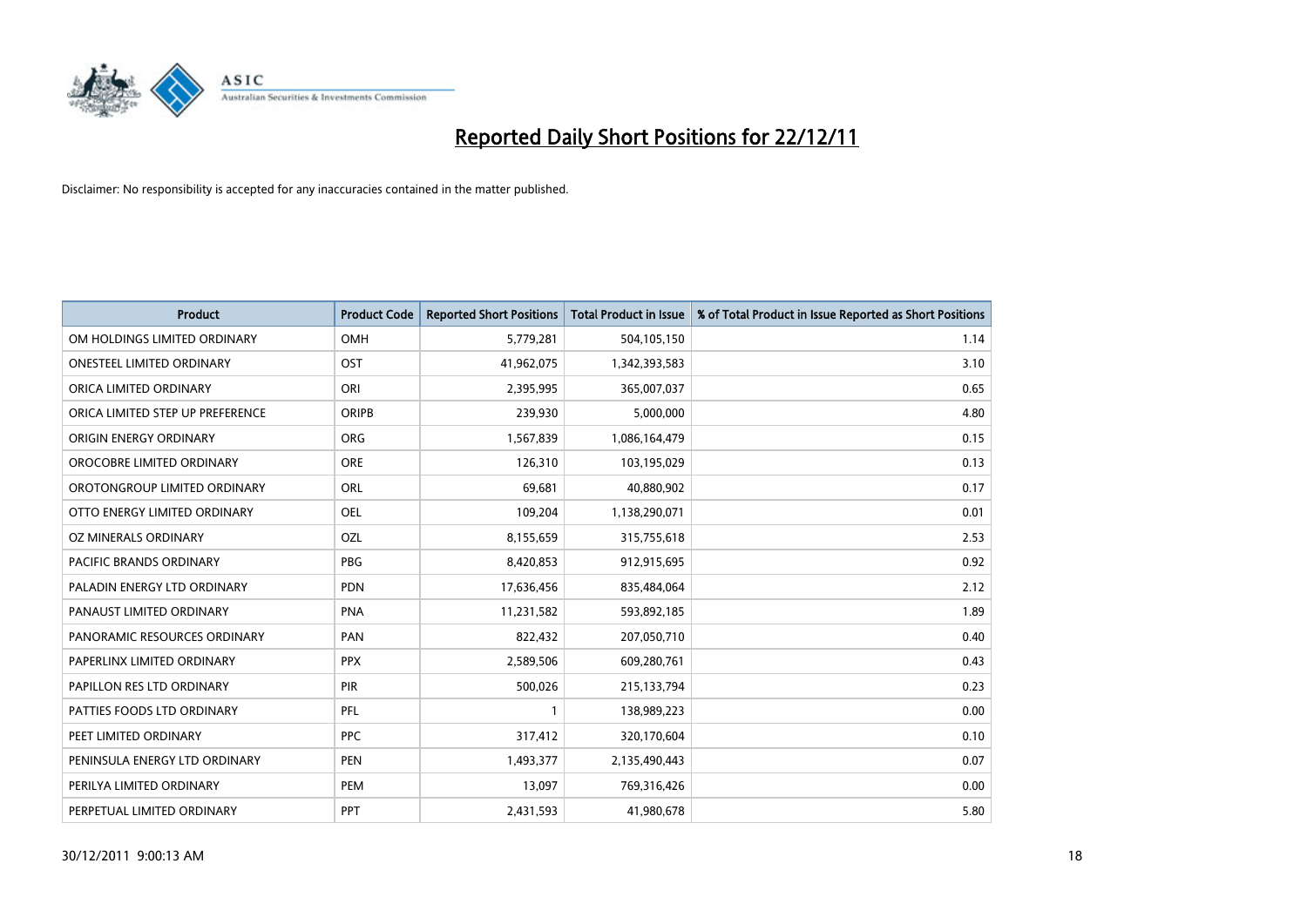# Reported Daily Short Positions for 22/12/11

Disclaimer: No responsibility is accepted for any inaccuracies contained in the matter published.

| Product | Product Code | Reported Short Positions | Total Product in Issue | % of Total Product in Issue Reported as Short Positions |
|---|---|---|---|---|
| OM HOLDINGS LIMITED ORDINARY | OMH | 5,779,281 | 504,105,150 | 1.14 |
| ONESTEEL LIMITED ORDINARY | OST | 41,962,075 | 1,342,393,583 | 3.10 |
| ORICA LIMITED ORDINARY | ORI | 2,395,995 | 365,007,037 | 0.65 |
| ORICA LIMITED STEP UP PREFERENCE | ORIPB | 239,930 | 5,000,000 | 4.80 |
| ORIGIN ENERGY ORDINARY | ORG | 1,567,839 | 1,086,164,479 | 0.15 |
| OROCOBRE LIMITED ORDINARY | ORE | 126,310 | 103,195,029 | 0.13 |
| OROTONGROUP LIMITED ORDINARY | ORL | 69,681 | 40,880,902 | 0.17 |
| OTTO ENERGY LIMITED ORDINARY | OEL | 109,204 | 1,138,290,071 | 0.01 |
| OZ MINERALS ORDINARY | OZL | 8,155,659 | 315,755,618 | 2.53 |
| PACIFIC BRANDS ORDINARY | PBG | 8,420,853 | 912,915,695 | 0.92 |
| PALADIN ENERGY LTD ORDINARY | PDN | 17,636,456 | 835,484,064 | 2.12 |
| PANAUST LIMITED ORDINARY | PNA | 11,231,582 | 593,892,185 | 1.89 |
| PANORAMIC RESOURCES ORDINARY | PAN | 822,432 | 207,050,710 | 0.40 |
| PAPERLINX LIMITED ORDINARY | PPX | 2,589,506 | 609,280,761 | 0.43 |
| PAPILLON RES LTD ORDINARY | PIR | 500,026 | 215,133,794 | 0.23 |
| PATTIES FOODS LTD ORDINARY | PFL | 1 | 138,989,223 | 0.00 |
| PEET LIMITED ORDINARY | PPC | 317,412 | 320,170,604 | 0.10 |
| PENINSULA ENERGY LTD ORDINARY | PEN | 1,493,377 | 2,135,490,443 | 0.07 |
| PERILYA LIMITED ORDINARY | PEM | 13,097 | 769,316,426 | 0.00 |
| PERPETUAL LIMITED ORDINARY | PPT | 2,431,593 | 41,980,678 | 5.80 |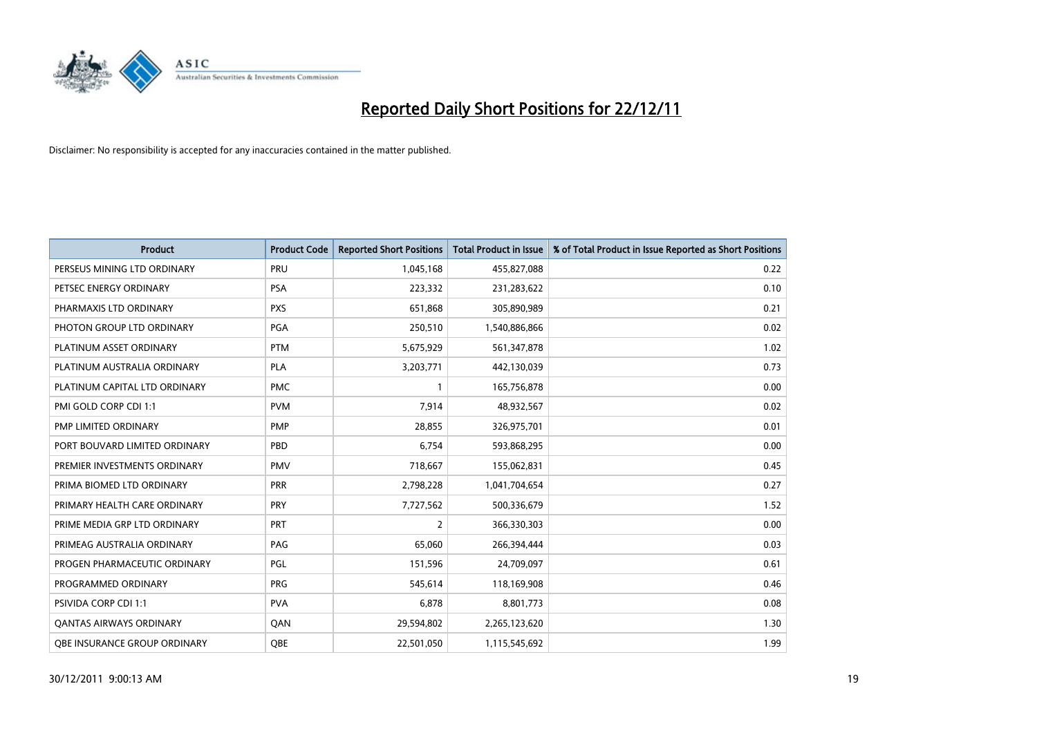# Reported Daily Short Positions for 22/12/11

Disclaimer: No responsibility is accepted for any inaccuracies contained in the matter published.

| Product | Product Code | Reported Short Positions | Total Product in Issue | % of Total Product in Issue Reported as Short Positions |
|---|---|---|---|---|
| PERSEUS MINING LTD ORDINARY | PRU | 1,045,168 | 455,827,088 | 0.22 |
| PETSEC ENERGY ORDINARY | PSA | 223,332 | 231,283,622 | 0.10 |
| PHARMAXIS LTD ORDINARY | PXS | 651,868 | 305,890,989 | 0.21 |
| PHOTON GROUP LTD ORDINARY | PGA | 250,510 | 1,540,886,866 | 0.02 |
| PLATINUM ASSET ORDINARY | PTM | 5,675,929 | 561,347,878 | 1.02 |
| PLATINUM AUSTRALIA ORDINARY | PLA | 3,203,771 | 442,130,039 | 0.73 |
| PLATINUM CAPITAL LTD ORDINARY | PMC | 1 | 165,756,878 | 0.00 |
| PMI GOLD CORP CDI 1:1 | PVM | 7,914 | 48,932,567 | 0.02 |
| PMP LIMITED ORDINARY | PMP | 28,855 | 326,975,701 | 0.01 |
| PORT BOUVARD LIMITED ORDINARY | PBD | 6,754 | 593,868,295 | 0.00 |
| PREMIER INVESTMENTS ORDINARY | PMV | 718,667 | 155,062,831 | 0.45 |
| PRIMA BIOMED LTD ORDINARY | PRR | 2,798,228 | 1,041,704,654 | 0.27 |
| PRIMARY HEALTH CARE ORDINARY | PRY | 7,727,562 | 500,336,679 | 1.52 |
| PRIME MEDIA GRP LTD ORDINARY | PRT | 2 | 366,330,303 | 0.00 |
| PRIMEAG AUSTRALIA ORDINARY | PAG | 65,060 | 266,394,444 | 0.03 |
| PROGEN PHARMACEUTIC ORDINARY | PGL | 151,596 | 24,709,097 | 0.61 |
| PROGRAMMED ORDINARY | PRG | 545,614 | 118,169,908 | 0.46 |
| PSIVIDA CORP CDI 1:1 | PVA | 6,878 | 8,801,773 | 0.08 |
| QANTAS AIRWAYS ORDINARY | QAN | 29,594,802 | 2,265,123,620 | 1.30 |
| QBE INSURANCE GROUP ORDINARY | QBE | 22,501,050 | 1,115,545,692 | 1.99 |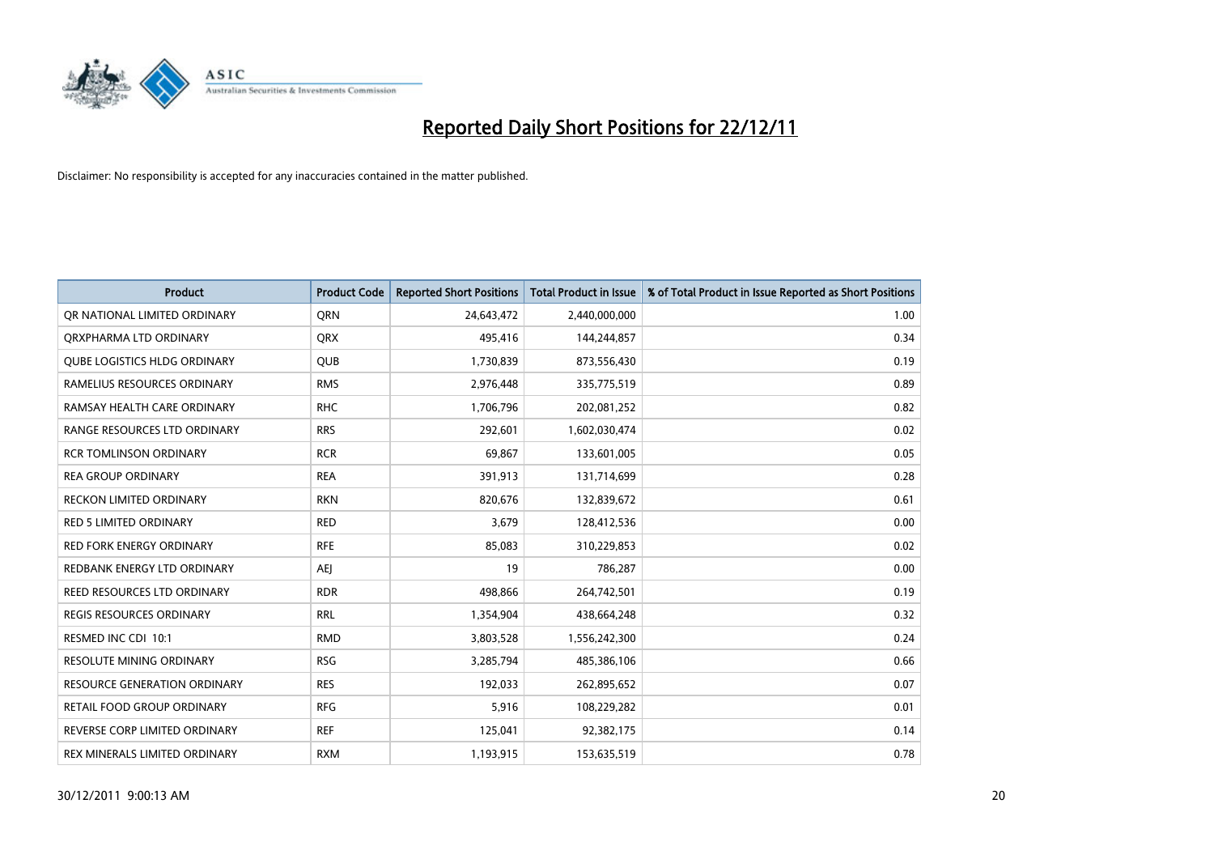# Reported Daily Short Positions for 22/12/11

Disclaimer: No responsibility is accepted for any inaccuracies contained in the matter published.

| Product | Product Code | Reported Short Positions | Total Product in Issue | % of Total Product in Issue Reported as Short Positions |
|---|---|---|---|---|
| QR NATIONAL LIMITED ORDINARY | QRN | 24,643,472 | 2,440,000,000 | 1.00 |
| QRXPHARMA LTD ORDINARY | QRX | 495,416 | 144,244,857 | 0.34 |
| QUBE LOGISTICS HLDG ORDINARY | QUB | 1,730,839 | 873,556,430 | 0.19 |
| RAMELIUS RESOURCES ORDINARY | RMS | 2,976,448 | 335,775,519 | 0.89 |
| RAMSAY HEALTH CARE ORDINARY | RHC | 1,706,796 | 202,081,252 | 0.82 |
| RANGE RESOURCES LTD ORDINARY | RRS | 292,601 | 1,602,030,474 | 0.02 |
| RCR TOMLINSON ORDINARY | RCR | 69,867 | 133,601,005 | 0.05 |
| REA GROUP ORDINARY | REA | 391,913 | 131,714,699 | 0.28 |
| RECKON LIMITED ORDINARY | RKN | 820,676 | 132,839,672 | 0.61 |
| RED 5 LIMITED ORDINARY | RED | 3,679 | 128,412,536 | 0.00 |
| RED FORK ENERGY ORDINARY | RFE | 85,083 | 310,229,853 | 0.02 |
| REDBANK ENERGY LTD ORDINARY | AEJ | 19 | 786,287 | 0.00 |
| REED RESOURCES LTD ORDINARY | RDR | 498,866 | 264,742,501 | 0.19 |
| REGIS RESOURCES ORDINARY | RRL | 1,354,904 | 438,664,248 | 0.32 |
| RESMED INC CDI 10:1 | RMD | 3,803,528 | 1,556,242,300 | 0.24 |
| RESOLUTE MINING ORDINARY | RSG | 3,285,794 | 485,386,106 | 0.66 |
| RESOURCE GENERATION ORDINARY | RES | 192,033 | 262,895,652 | 0.07 |
| RETAIL FOOD GROUP ORDINARY | RFG | 5,916 | 108,229,282 | 0.01 |
| REVERSE CORP LIMITED ORDINARY | REF | 125,041 | 92,382,175 | 0.14 |
| REX MINERALS LIMITED ORDINARY | RXM | 1,193,915 | 153,635,519 | 0.78 |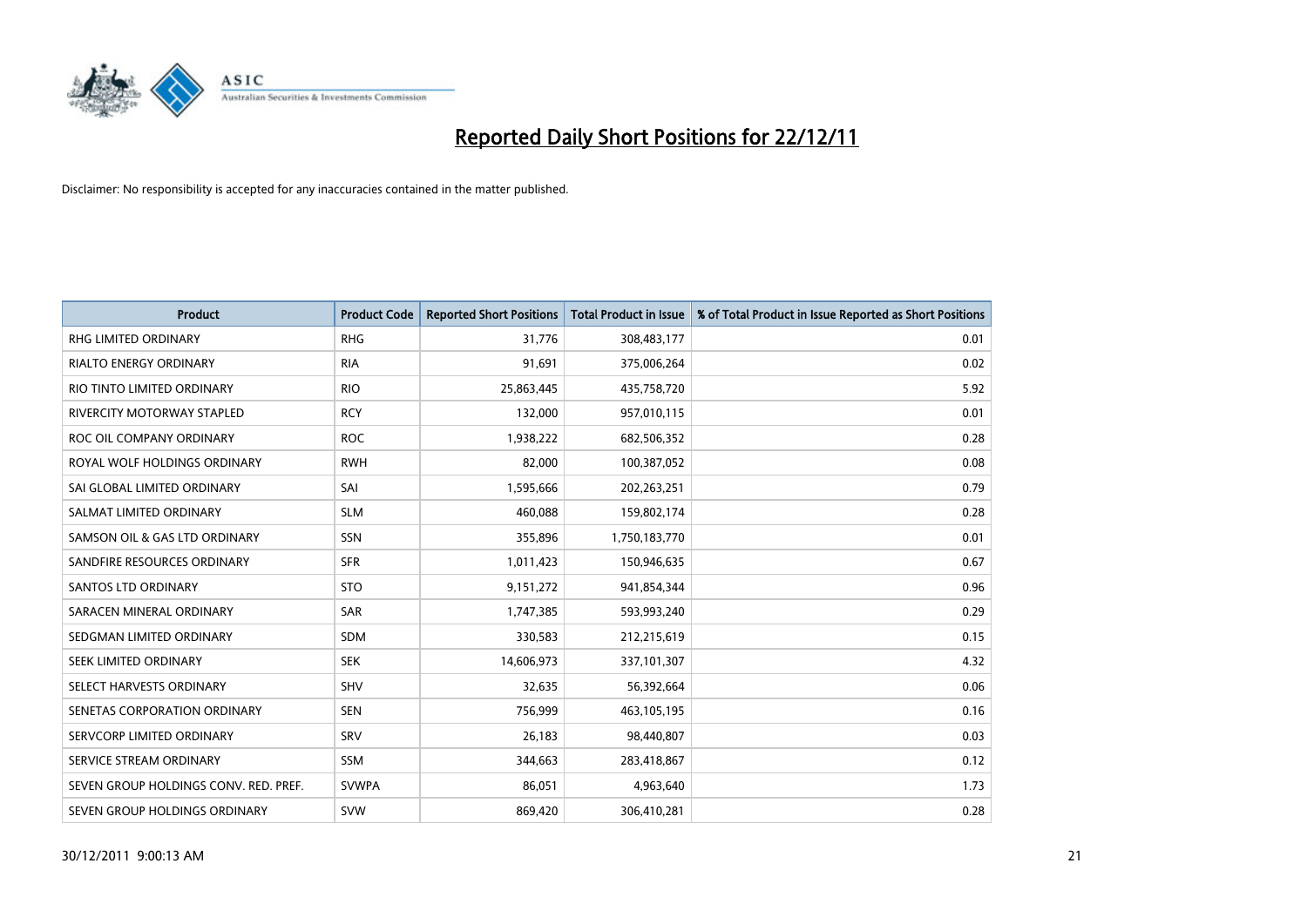# Reported Daily Short Positions for 22/12/11

Disclaimer: No responsibility is accepted for any inaccuracies contained in the matter published.

| Product | Product Code | Reported Short Positions | Total Product in Issue | % of Total Product in Issue Reported as Short Positions |
|---|---|---|---|---|
| RHG LIMITED ORDINARY | RHG | 31,776 | 308,483,177 | 0.01 |
| RIALTO ENERGY ORDINARY | RIA | 91,691 | 375,006,264 | 0.02 |
| RIO TINTO LIMITED ORDINARY | RIO | 25,863,445 | 435,758,720 | 5.92 |
| RIVERCITY MOTORWAY STAPLED | RCY | 132,000 | 957,010,115 | 0.01 |
| ROC OIL COMPANY ORDINARY | ROC | 1,938,222 | 682,506,352 | 0.28 |
| ROYAL WOLF HOLDINGS ORDINARY | RWH | 82,000 | 100,387,052 | 0.08 |
| SAI GLOBAL LIMITED ORDINARY | SAI | 1,595,666 | 202,263,251 | 0.79 |
| SALMAT LIMITED ORDINARY | SLM | 460,088 | 159,802,174 | 0.28 |
| SAMSON OIL & GAS LTD ORDINARY | SSN | 355,896 | 1,750,183,770 | 0.01 |
| SANDFIRE RESOURCES ORDINARY | SFR | 1,011,423 | 150,946,635 | 0.67 |
| SANTOS LTD ORDINARY | STO | 9,151,272 | 941,854,344 | 0.96 |
| SARACEN MINERAL ORDINARY | SAR | 1,747,385 | 593,993,240 | 0.29 |
| SEDGMAN LIMITED ORDINARY | SDM | 330,583 | 212,215,619 | 0.15 |
| SEEK LIMITED ORDINARY | SEK | 14,606,973 | 337,101,307 | 4.32 |
| SELECT HARVESTS ORDINARY | SHV | 32,635 | 56,392,664 | 0.06 |
| SENETAS CORPORATION ORDINARY | SEN | 756,999 | 463,105,195 | 0.16 |
| SERVCORP LIMITED ORDINARY | SRV | 26,183 | 98,440,807 | 0.03 |
| SERVICE STREAM ORDINARY | SSM | 344,663 | 283,418,867 | 0.12 |
| SEVEN GROUP HOLDINGS CONV. RED. PREF. | SVWPA | 86,051 | 4,963,640 | 1.73 |
| SEVEN GROUP HOLDINGS ORDINARY | SVW | 869,420 | 306,410,281 | 0.28 |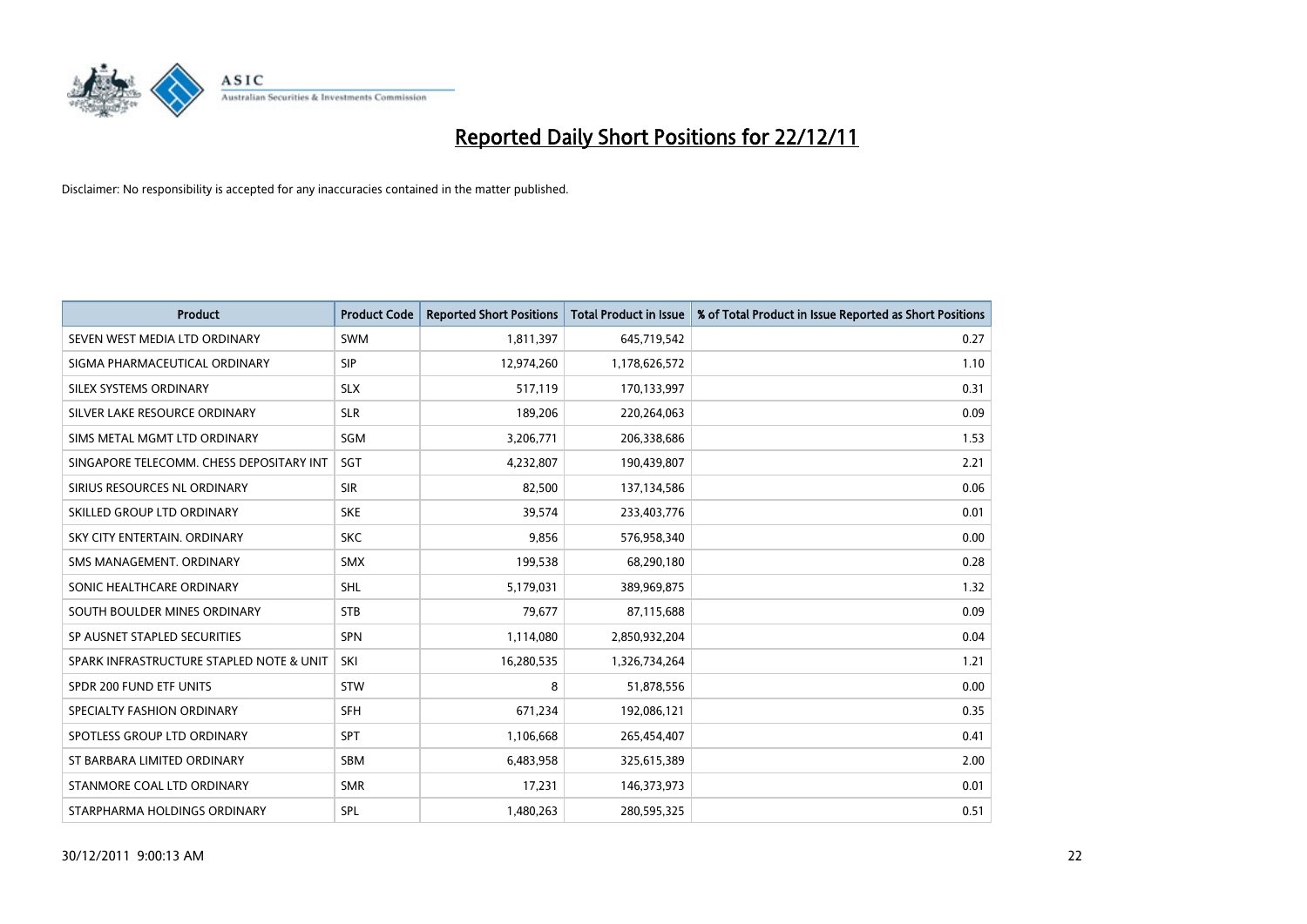# Reported Daily Short Positions for 22/12/11

Disclaimer: No responsibility is accepted for any inaccuracies contained in the matter published.

| Product | Product Code | Reported Short Positions | Total Product in Issue | % of Total Product in Issue Reported as Short Positions |
|---|---|---|---|---|
| SEVEN WEST MEDIA LTD ORDINARY | SWM | 1,811,397 | 645,719,542 | 0.27 |
| SIGMA PHARMACEUTICAL ORDINARY | SIP | 12,974,260 | 1,178,626,572 | 1.10 |
| SILEX SYSTEMS ORDINARY | SLX | 517,119 | 170,133,997 | 0.31 |
| SILVER LAKE RESOURCE ORDINARY | SLR | 189,206 | 220,264,063 | 0.09 |
| SIMS METAL MGMT LTD ORDINARY | SGM | 3,206,771 | 206,338,686 | 1.53 |
| SINGAPORE TELECOMM. CHESS DEPOSITARY INT | SGT | 4,232,807 | 190,439,807 | 2.21 |
| SIRIUS RESOURCES NL ORDINARY | SIR | 82,500 | 137,134,586 | 0.06 |
| SKILLED GROUP LTD ORDINARY | SKE | 39,574 | 233,403,776 | 0.01 |
| SKY CITY ENTERTAIN. ORDINARY | SKC | 9,856 | 576,958,340 | 0.00 |
| SMS MANAGEMENT. ORDINARY | SMX | 199,538 | 68,290,180 | 0.28 |
| SONIC HEALTHCARE ORDINARY | SHL | 5,179,031 | 389,969,875 | 1.32 |
| SOUTH BOULDER MINES ORDINARY | STB | 79,677 | 87,115,688 | 0.09 |
| SP AUSNET STAPLED SECURITIES | SPN | 1,114,080 | 2,850,932,204 | 0.04 |
| SPARK INFRASTRUCTURE STAPLED NOTE & UNIT | SKI | 16,280,535 | 1,326,734,264 | 1.21 |
| SPDR 200 FUND ETF UNITS | STW | 8 | 51,878,556 | 0.00 |
| SPECIALTY FASHION ORDINARY | SFH | 671,234 | 192,086,121 | 0.35 |
| SPOTLESS GROUP LTD ORDINARY | SPT | 1,106,668 | 265,454,407 | 0.41 |
| ST BARBARA LIMITED ORDINARY | SBM | 6,483,958 | 325,615,389 | 2.00 |
| STANMORE COAL LTD ORDINARY | SMR | 17,231 | 146,373,973 | 0.01 |
| STARPHARMA HOLDINGS ORDINARY | SPL | 1,480,263 | 280,595,325 | 0.51 |

30/12/2011 9:00:13 AM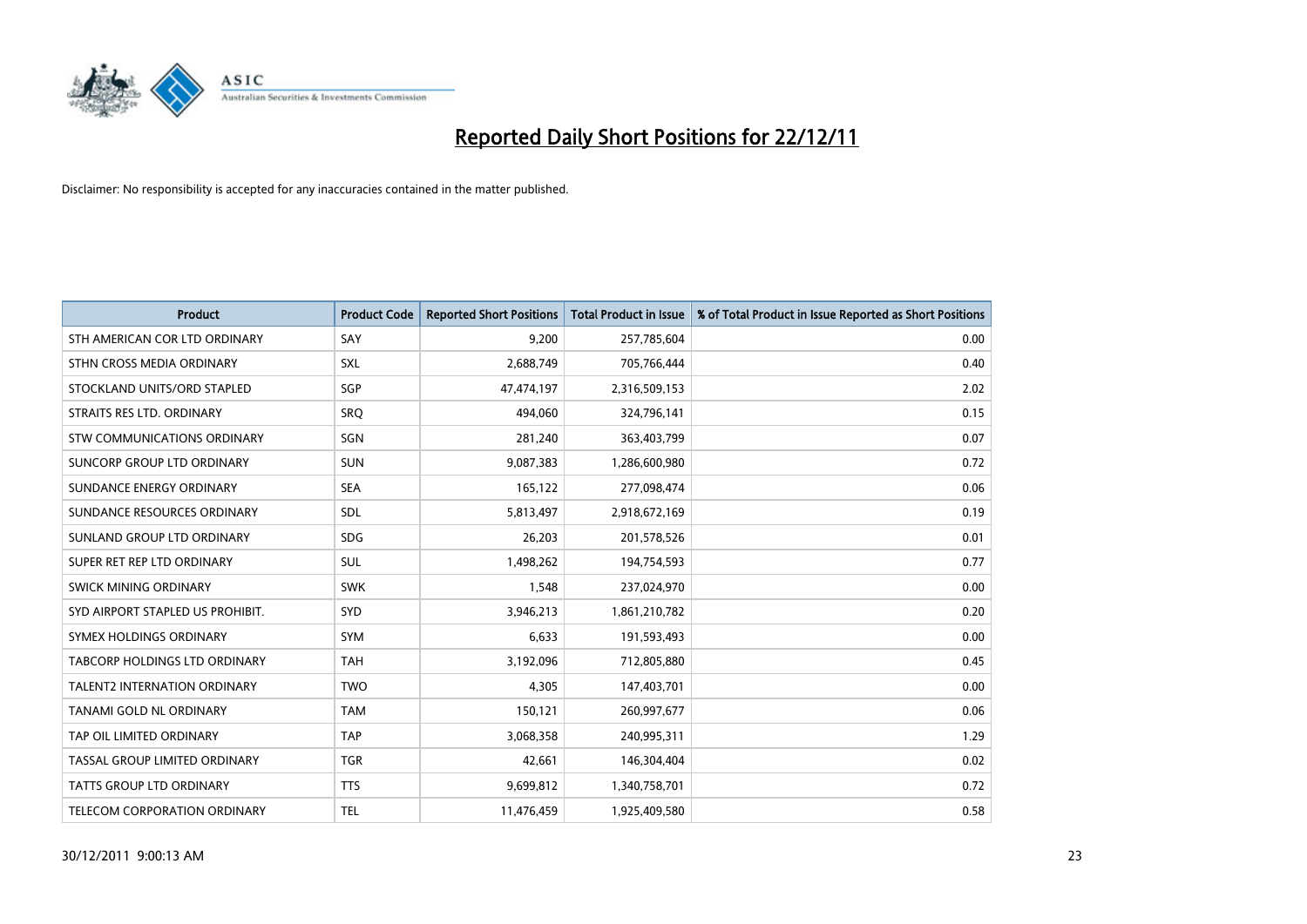# Reported Daily Short Positions for 22/12/11

Disclaimer: No responsibility is accepted for any inaccuracies contained in the matter published.

| Product | Product Code | Reported Short Positions | Total Product in Issue | % of Total Product in Issue Reported as Short Positions |
|---|---|---|---|---|
| STH AMERICAN COR LTD ORDINARY | SAY | 9,200 | 257,785,604 | 0.00 |
| STHN CROSS MEDIA ORDINARY | SXL | 2,688,749 | 705,766,444 | 0.40 |
| STOCKLAND UNITS/ORD STAPLED | SGP | 47,474,197 | 2,316,509,153 | 2.02 |
| STRAITS RES LTD. ORDINARY | SRQ | 494,060 | 324,796,141 | 0.15 |
| STW COMMUNICATIONS ORDINARY | SGN | 281,240 | 363,403,799 | 0.07 |
| SUNCORP GROUP LTD ORDINARY | SUN | 9,087,383 | 1,286,600,980 | 0.72 |
| SUNDANCE ENERGY ORDINARY | SEA | 165,122 | 277,098,474 | 0.06 |
| SUNDANCE RESOURCES ORDINARY | SDL | 5,813,497 | 2,918,672,169 | 0.19 |
| SUNLAND GROUP LTD ORDINARY | SDG | 26,203 | 201,578,526 | 0.01 |
| SUPER RET REP LTD ORDINARY | SUL | 1,498,262 | 194,754,593 | 0.77 |
| SWICK MINING ORDINARY | SWK | 1,548 | 237,024,970 | 0.00 |
| SYD AIRPORT STAPLED US PROHIBIT. | SYD | 3,946,213 | 1,861,210,782 | 0.20 |
| SYMEX HOLDINGS ORDINARY | SYM | 6,633 | 191,593,493 | 0.00 |
| TABCORP HOLDINGS LTD ORDINARY | TAH | 3,192,096 | 712,805,880 | 0.45 |
| TALENT2 INTERNATION ORDINARY | TWO | 4,305 | 147,403,701 | 0.00 |
| TANAMI GOLD NL ORDINARY | TAM | 150,121 | 260,997,677 | 0.06 |
| TAP OIL LIMITED ORDINARY | TAP | 3,068,358 | 240,995,311 | 1.29 |
| TASSAL GROUP LIMITED ORDINARY | TGR | 42,661 | 146,304,404 | 0.02 |
| TATTS GROUP LTD ORDINARY | TTS | 9,699,812 | 1,340,758,701 | 0.72 |
| TELECOM CORPORATION ORDINARY | TEL | 11,476,459 | 1,925,409,580 | 0.58 |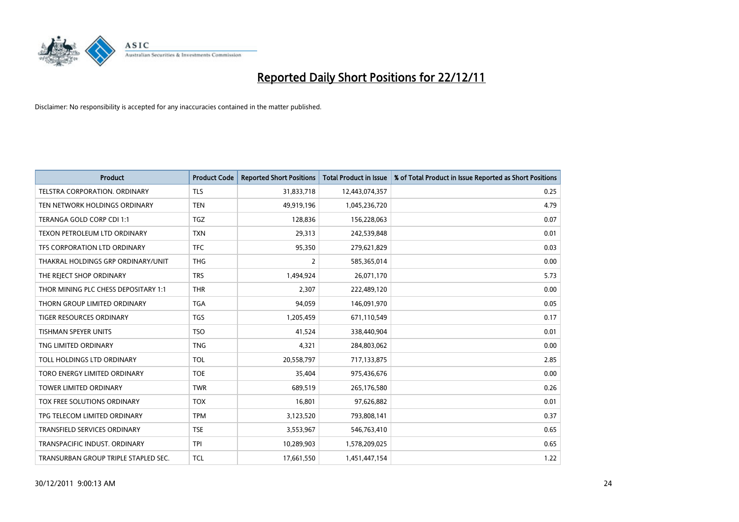# Reported Daily Short Positions for 22/12/11

Disclaimer: No responsibility is accepted for any inaccuracies contained in the matter published.

| Product | Product Code | Reported Short Positions | Total Product in Issue | % of Total Product in Issue Reported as Short Positions |
|---|---|---|---|---|
| TELSTRA CORPORATION. ORDINARY | TLS | 31,833,718 | 12,443,074,357 | 0.25 |
| TEN NETWORK HOLDINGS ORDINARY | TEN | 49,919,196 | 1,045,236,720 | 4.79 |
| TERANGA GOLD CORP CDI 1:1 | TGZ | 128,836 | 156,228,063 | 0.07 |
| TEXON PETROLEUM LTD ORDINARY | TXN | 29,313 | 242,539,848 | 0.01 |
| TFS CORPORATION LTD ORDINARY | TFC | 95,350 | 279,621,829 | 0.03 |
| THAKRAL HOLDINGS GRP ORDINARY/UNIT | THG | 2 | 585,365,014 | 0.00 |
| THE REJECT SHOP ORDINARY | TRS | 1,494,924 | 26,071,170 | 5.73 |
| THOR MINING PLC CHESS DEPOSITARY 1:1 | THR | 2,307 | 222,489,120 | 0.00 |
| THORN GROUP LIMITED ORDINARY | TGA | 94,059 | 146,091,970 | 0.05 |
| TIGER RESOURCES ORDINARY | TGS | 1,205,459 | 671,110,549 | 0.17 |
| TISHMAN SPEYER UNITS | TSO | 41,524 | 338,440,904 | 0.01 |
| TNG LIMITED ORDINARY | TNG | 4,321 | 284,803,062 | 0.00 |
| TOLL HOLDINGS LTD ORDINARY | TOL | 20,558,797 | 717,133,875 | 2.85 |
| TORO ENERGY LIMITED ORDINARY | TOE | 35,404 | 975,436,676 | 0.00 |
| TOWER LIMITED ORDINARY | TWR | 689,519 | 265,176,580 | 0.26 |
| TOX FREE SOLUTIONS ORDINARY | TOX | 16,801 | 97,626,882 | 0.01 |
| TPG TELECOM LIMITED ORDINARY | TPM | 3,123,520 | 793,808,141 | 0.37 |
| TRANSFIELD SERVICES ORDINARY | TSE | 3,553,967 | 546,763,410 | 0.65 |
| TRANSPACIFIC INDUST. ORDINARY | TPI | 10,289,903 | 1,578,209,025 | 0.65 |
| TRANSURBAN GROUP TRIPLE STAPLED SEC. | TCL | 17,661,550 | 1,451,447,154 | 1.22 |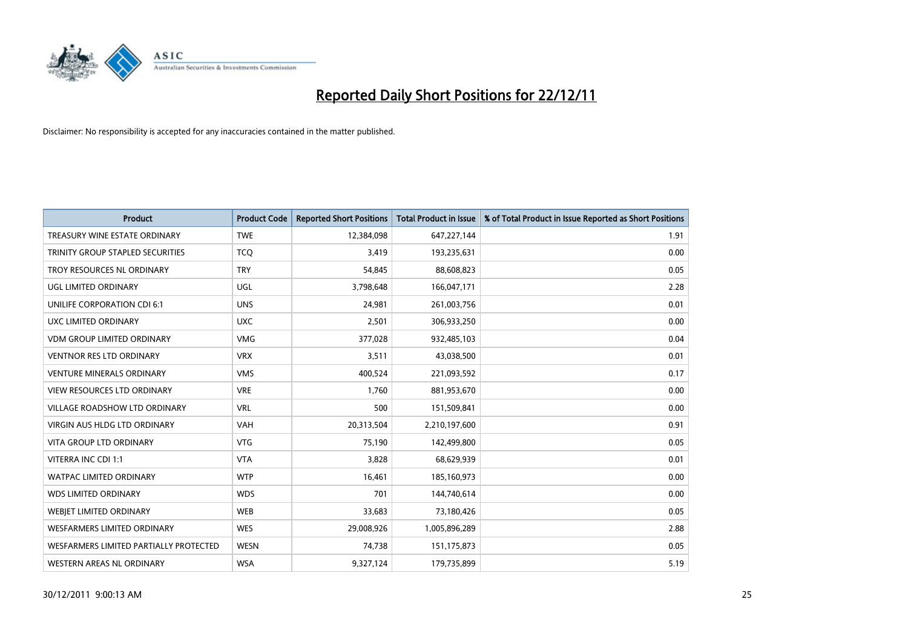# Reported Daily Short Positions for 22/12/11

Disclaimer: No responsibility is accepted for any inaccuracies contained in the matter published.

| Product | Product Code | Reported Short Positions | Total Product in Issue | % of Total Product in Issue Reported as Short Positions |
|---|---|---|---|---|
| TREASURY WINE ESTATE ORDINARY | TWE | 12,384,098 | 647,227,144 | 1.91 |
| TRINITY GROUP STAPLED SECURITIES | TCQ | 3,419 | 193,235,631 | 0.00 |
| TROY RESOURCES NL ORDINARY | TRY | 54,845 | 88,608,823 | 0.05 |
| UGL LIMITED ORDINARY | UGL | 3,798,648 | 166,047,171 | 2.28 |
| UNILIFE CORPORATION CDI 6:1 | UNS | 24,981 | 261,003,756 | 0.01 |
| UXC LIMITED ORDINARY | UXC | 2,501 | 306,933,250 | 0.00 |
| VDM GROUP LIMITED ORDINARY | VMG | 377,028 | 932,485,103 | 0.04 |
| VENTNOR RES LTD ORDINARY | VRX | 3,511 | 43,038,500 | 0.01 |
| VENTURE MINERALS ORDINARY | VMS | 400,524 | 221,093,592 | 0.17 |
| VIEW RESOURCES LTD ORDINARY | VRE | 1,760 | 881,953,670 | 0.00 |
| VILLAGE ROADSHOW LTD ORDINARY | VRL | 500 | 151,509,841 | 0.00 |
| VIRGIN AUS HLDG LTD ORDINARY | VAH | 20,313,504 | 2,210,197,600 | 0.91 |
| VITA GROUP LTD ORDINARY | VTG | 75,190 | 142,499,800 | 0.05 |
| VITERRA INC CDI 1:1 | VTA | 3,828 | 68,629,939 | 0.01 |
| WATPAC LIMITED ORDINARY | WTP | 16,461 | 185,160,973 | 0.00 |
| WDS LIMITED ORDINARY | WDS | 701 | 144,740,614 | 0.00 |
| WEBJET LIMITED ORDINARY | WEB | 33,683 | 73,180,426 | 0.05 |
| WESFARMERS LIMITED ORDINARY | WES | 29,008,926 | 1,005,896,289 | 2.88 |
| WESFARMERS LIMITED PARTIALLY PROTECTED | WESN | 74,738 | 151,175,873 | 0.05 |
| WESTERN AREAS NL ORDINARY | WSA | 9,327,124 | 179,735,899 | 5.19 |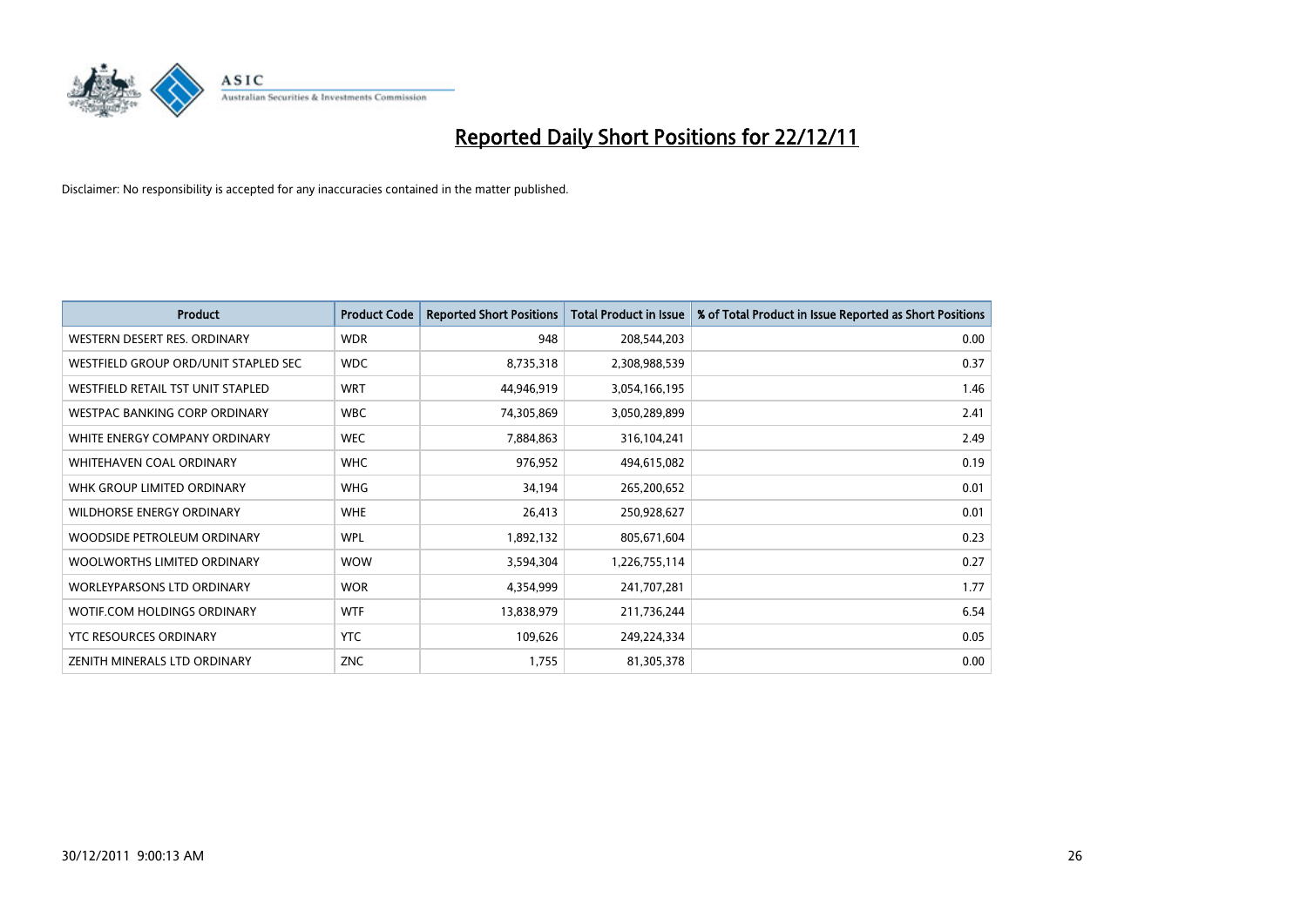# Reported Daily Short Positions for 22/12/11

Disclaimer: No responsibility is accepted for any inaccuracies contained in the matter published.

| Product | Product Code | Reported Short Positions | Total Product in Issue | % of Total Product in Issue Reported as Short Positions |
|---|---|---|---|---|
| WESTERN DESERT RES. ORDINARY | WDR | 948 | 208,544,203 | 0.00 |
| WESTFIELD GROUP ORD/UNIT STAPLED SEC | WDC | 8,735,318 | 2,308,988,539 | 0.37 |
| WESTFIELD RETAIL TST UNIT STAPLED | WRT | 44,946,919 | 3,054,166,195 | 1.46 |
| WESTPAC BANKING CORP ORDINARY | WBC | 74,305,869 | 3,050,289,899 | 2.41 |
| WHITE ENERGY COMPANY ORDINARY | WEC | 7,884,863 | 316,104,241 | 2.49 |
| WHITEHAVEN COAL ORDINARY | WHC | 976,952 | 494,615,082 | 0.19 |
| WHK GROUP LIMITED ORDINARY | WHG | 34,194 | 265,200,652 | 0.01 |
| WILDHORSE ENERGY ORDINARY | WHE | 26,413 | 250,928,627 | 0.01 |
| WOODSIDE PETROLEUM ORDINARY | WPL | 1,892,132 | 805,671,604 | 0.23 |
| WOOLWORTHS LIMITED ORDINARY | WOW | 3,594,304 | 1,226,755,114 | 0.27 |
| WORLEYPARSONS LTD ORDINARY | WOR | 4,354,999 | 241,707,281 | 1.77 |
| WOTIF.COM HOLDINGS ORDINARY | WTF | 13,838,979 | 211,736,244 | 6.54 |
| YTC RESOURCES ORDINARY | YTC | 109,626 | 249,224,334 | 0.05 |
| ZENITH MINERALS LTD ORDINARY | ZNC | 1,755 | 81,305,378 | 0.00 |